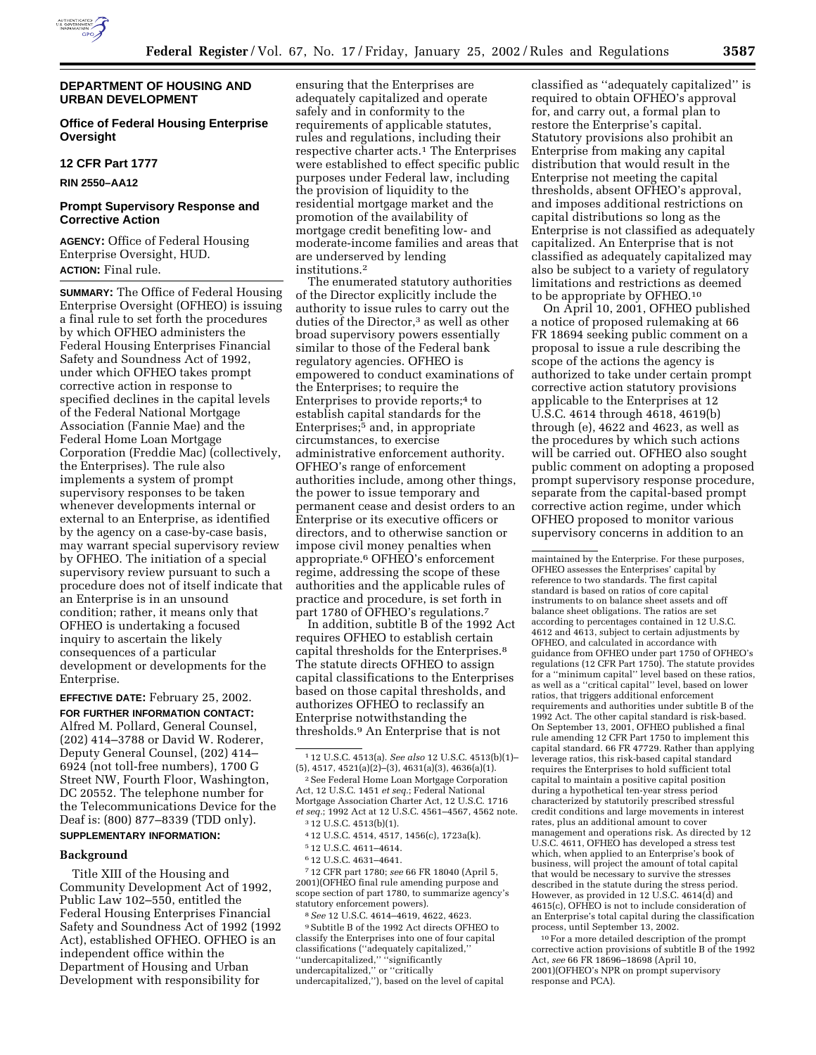## DEPARTMENT OF HOUSING AND URBAN DEVELOPMENT

### Office of Federal Housing Enterprise Oversight

### 12 CFR Part 1777

**RIN 2550–AA12**

### Prompt Supervisory Response and Corrective Action

**AGENCY:** Office of Federal Housing Enterprise Oversight, HUD.

**ACTION:** Final rule.

**SUMMARY:** The Office of Federal Housing Enterprise Oversight (OFHEO) is issuing a final rule to set forth the procedures by which OFHEO administers the Federal Housing Enterprises Financial Safety and Soundness Act of 1992, under which OFHEO takes prompt corrective action in response to specified declines in the capital levels of the Federal National Mortgage Association (Fannie Mae) and the Federal Home Loan Mortgage Corporation (Freddie Mac) (collectively, the Enterprises). The rule also implements a system of prompt supervisory responses to be taken whenever developments internal or external to an Enterprise, as identified by the agency on a case-by-case basis, may warrant special supervisory review by OFHEO. The initiation of a special supervisory review pursuant to such a procedure does not of itself indicate that an Enterprise is in an unsound condition; rather, it means only that OFHEO is undertaking a focused inquiry to ascertain the likely consequences of a particular development or developments for the Enterprise.

**EFFECTIVE DATE:** February 25, 2002.

**FOR FURTHER INFORMATION CONTACT:** Alfred M. Pollard, General Counsel, (202) 414–3788 or David W. Roderer, Deputy General Counsel, (202) 414–6924 (not toll-free numbers), 1700 G Street NW, Fourth Floor, Washington, DC 20552. The telephone number for the Telecommunications Device for the Deaf is: (800) 877–8339 (TDD only).

**SUPPLEMENTARY INFORMATION:**

### Background

Title XIII of the Housing and Community Development Act of 1992, Public Law 102–550, entitled the Federal Housing Enterprises Financial Safety and Soundness Act of 1992 (1992 Act), established OFHEO. OFHEO is an independent office within the Department of Housing and Urban Development with responsibility for ensuring that the Enterprises are adequately capitalized and operate safely and in conformity to the requirements of applicable statutes, rules and regulations, including their respective charter acts.[1] The Enterprises were established to effect specific public purposes under Federal law, including the provision of liquidity to the residential mortgage market and the promotion of the availability of mortgage credit benefiting low- and moderate-income families and areas that are underserved by lending institutions.[2]

The enumerated statutory authorities of the Director explicitly include the authority to issue rules to carry out the duties of the Director,[3] as well as other broad supervisory powers essentially similar to those of the Federal bank regulatory agencies. OFHEO is empowered to conduct examinations of the Enterprises; to require the Enterprises to provide reports;[4] to establish capital standards for the Enterprises;[5] and, in appropriate circumstances, to exercise administrative enforcement authority. OFHEO's range of enforcement authorities include, among other things, the power to issue temporary and permanent cease and desist orders to an Enterprise or its executive officers or directors, and to otherwise sanction or impose civil money penalties when appropriate.[6] OFHEO's enforcement regime, addressing the scope of these authorities and the applicable rules of practice and procedure, is set forth in part 1780 of OFHEO's regulations.[7]

In addition, subtitle B of the 1992 Act requires OFHEO to establish certain capital thresholds for the Enterprises.[8] The statute directs OFHEO to assign capital classifications to the Enterprises based on those capital thresholds, and authorizes OFHEO to reclassify an Enterprise notwithstanding the thresholds.[9] An Enterprise that is not classified as ''adequately capitalized'' is required to obtain OFHEO's approval for, and carry out, a formal plan to restore the Enterprise's capital. Statutory provisions also prohibit an Enterprise from making any capital distribution that would result in the Enterprise not meeting the capital thresholds, absent OFHEO's approval, and imposes additional restrictions on capital distributions so long as the Enterprise is not classified as adequately capitalized. An Enterprise that is not classified as adequately capitalized may also be subject to a variety of regulatory limitations and restrictions as deemed to be appropriate by OFHEO.[10]

On April 10, 2001, OFHEO published a notice of proposed rulemaking at 66 FR 18694 seeking public comment on a proposal to issue a rule describing the scope of the actions the agency is authorized to take under certain prompt corrective action statutory provisions applicable to the Enterprises at 12 U.S.C. 4614 through 4618, 4619(b) through (e), 4622 and 4623, as well as the procedures by which such actions will be carried out. OFHEO also sought public comment on adopting a proposed prompt supervisory response procedure, separate from the capital-based prompt corrective action regime, under which OFHEO proposed to monitor various supervisory concerns in addition to an

---

[1] 12 U.S.C. 4513(a). *See also* 12 U.S.C. 4513(b)(1)–(5), 4517, 4521(a)(2)–(3), 4631(a)(3), 4636(a)(1).

[2] See Federal Home Loan Mortgage Corporation Act, 12 U.S.C. 1451 *et seq.*; Federal National Mortgage Association Charter Act, 12 U.S.C. 1716 *et seq.*; 1992 Act at 12 U.S.C. 4561–4567, 4562 note.

[3] 12 U.S.C. 4513(b)(1).

[4] 12 U.S.C. 4514, 4517, 1456(c), 1723a(k).

[5] 12 U.S.C. 4611–4614.

[6] 12 U.S.C. 4631–4641.

[7] 12 CFR part 1780; *see* 66 FR 18040 (April 5, 2001)(OFHEO final rule amending purpose and scope section of part 1780, to summarize agency's statutory enforcement powers).

[8] *See* 12 U.S.C. 4614–4619, 4622, 4623.

[9] Subtitle B of the 1992 Act directs OFHEO to classify the Enterprises into one of four capital classifications (''adequately capitalized,'' ''undercapitalized,'' ''significantly undercapitalized,'' or ''critically undercapitalized,''), based on the level of capital maintained by the Enterprise. For these purposes, OFHEO assesses the Enterprises' capital by reference to two standards. The first capital standard is based on ratios of core capital instruments to on balance sheet assets and off balance sheet obligations. The ratios are set according to percentages contained in 12 U.S.C. 4612 and 4613, subject to certain adjustments by OFHEO, and calculated in accordance with guidance from OFHEO under part 1750 of OFHEO's regulations (12 CFR Part 1750). The statute provides for a ''minimum capital'' level based on these ratios, as well as a ''critical capital'' level, based on lower ratios, that triggers additional enforcement requirements and authorities under subtitle B of the 1992 Act. The other capital standard is risk-based. On September 13, 2001, OFHEO published a final rule amending 12 CFR Part 1750 to implement this capital standard. 66 FR 47729. Rather than applying leverage ratios, this risk-based capital standard requires the Enterprises to hold sufficient total capital to maintain a positive capital position during a hypothetical ten-year stress period characterized by statutorily prescribed stressful credit conditions and large movements in interest rates, plus an additional amount to cover management and operations risk. As directed by 12 U.S.C. 4611, OFHEO has developed a stress test which, when applied to an Enterprise's book of business, will project the amount of total capital that would be necessary to survive the stresses described in the statute during the stress period. However, as provided in 12 U.S.C. 4614(d) and 4615(c), OFHEO is not to include consideration of an Enterprise's total capital during the classification process, until September 13, 2002.

[10] For a more detailed description of the prompt corrective action provisions of subtitle B of the 1992 Act, *see* 66 FR 18696–18698 (April 10, 2001)(OFHEO's NPR on prompt supervisory response and PCA).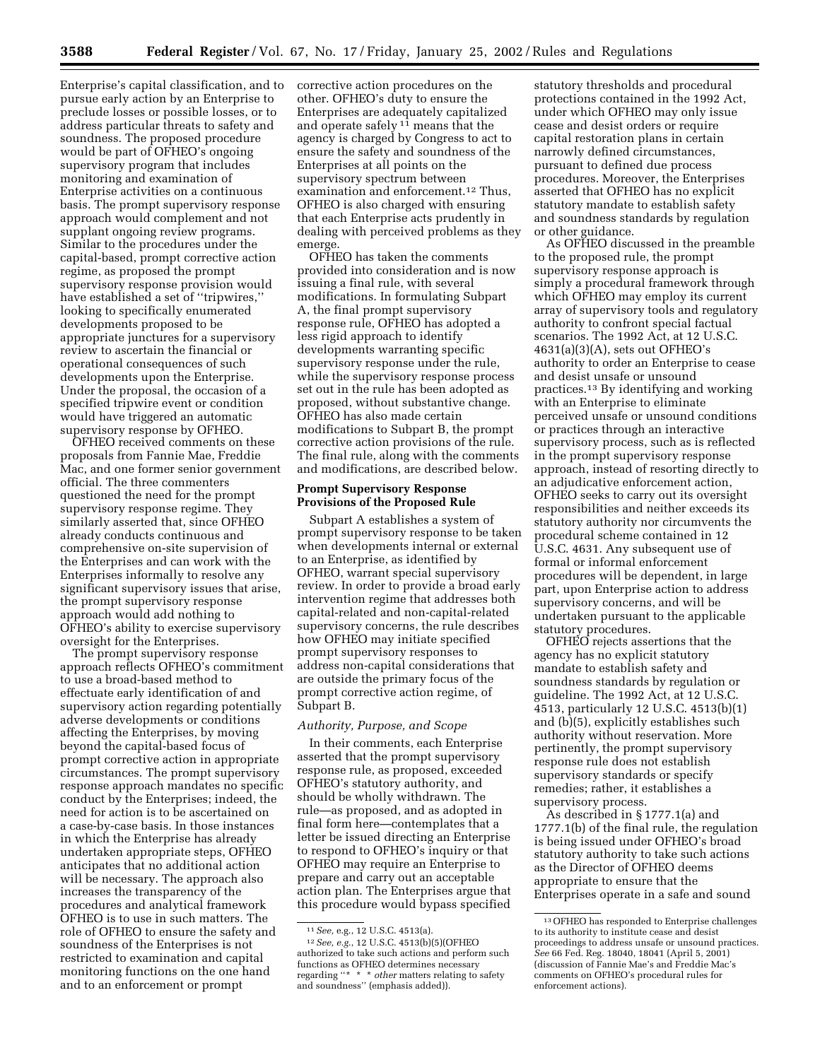Enterprise's capital classification, and to pursue early action by an Enterprise to preclude losses or possible losses, or to address particular threats to safety and soundness. The proposed procedure would be part of OFHEO's ongoing supervisory program that includes monitoring and examination of Enterprise activities on a continuous basis. The prompt supervisory response approach would complement and not supplant ongoing review programs. Similar to the procedures under the capital-based, prompt corrective action regime, as proposed the prompt supervisory response provision would have established a set of "tripwires," looking to specifically enumerated developments proposed to be appropriate junctures for a supervisory review to ascertain the financial or operational consequences of such developments upon the Enterprise. Under the proposal, the occasion of a specified tripwire event or condition would have triggered an automatic supervisory response by OFHEO.

OFHEO received comments on these proposals from Fannie Mae, Freddie Mac, and one former senior government official. The three commenters questioned the need for the prompt supervisory response regime. They similarly asserted that, since OFHEO already conducts continuous and comprehensive on-site supervision of the Enterprises and can work with the Enterprises informally to resolve any significant supervisory issues that arise, the prompt supervisory response approach would add nothing to OFHEO's ability to exercise supervisory oversight for the Enterprises.

The prompt supervisory response approach reflects OFHEO's commitment to use a broad-based method to effectuate early identification of and supervisory action regarding potentially adverse developments or conditions affecting the Enterprises, by moving beyond the capital-based focus of prompt corrective action in appropriate circumstances. The prompt supervisory response approach mandates no specific conduct by the Enterprises; indeed, the need for action is to be ascertained on a case-by-case basis. In those instances in which the Enterprise has already undertaken appropriate steps, OFHEO anticipates that no additional action will be necessary. The approach also increases the transparency of the procedures and analytical framework OFHEO is to use in such matters. The role of OFHEO to ensure the safety and soundness of the Enterprises is not restricted to examination and capital monitoring functions on the one hand and to an enforcement or prompt corrective action procedures on the other. OFHEO's duty to ensure the Enterprises are adequately capitalized and operate safely [11] means that the agency is charged by Congress to act to ensure the safety and soundness of the Enterprises at all points on the supervisory spectrum between examination and enforcement.[12] Thus, OFHEO is also charged with ensuring that each Enterprise acts prudently in dealing with perceived problems as they emerge.

OFHEO has taken the comments provided into consideration and is now issuing a final rule, with several modifications. In formulating Subpart A, the final prompt supervisory response rule, OFHEO has adopted a less rigid approach to identify developments warranting specific supervisory response under the rule, while the supervisory response process set out in the rule has been adopted as proposed, without substantive change. OFHEO has also made certain modifications to Subpart B, the prompt corrective action provisions of the rule. The final rule, along with the comments and modifications, are described below.

### Prompt Supervisory Response Provisions of the Proposed Rule

Subpart A establishes a system of prompt supervisory response to be taken when developments internal or external to an Enterprise, as identified by OFHEO, warrant special supervisory review. In order to provide a broad early intervention regime that addresses both capital-related and non-capital-related supervisory concerns, the rule describes how OFHEO may initiate specified prompt supervisory responses to address non-capital considerations that are outside the primary focus of the prompt corrective action regime, of Subpart B.

#### *Authority, Purpose, and Scope*

In their comments, each Enterprise asserted that the prompt supervisory response rule, as proposed, exceeded OFHEO's statutory authority, and should be wholly withdrawn. The rule—as proposed, and as adopted in final form here—contemplates that a letter be issued directing an Enterprise to respond to OFHEO's inquiry or that OFHEO may require an Enterprise to prepare and carry out an acceptable action plan. The Enterprises argue that this procedure would bypass specified statutory thresholds and procedural protections contained in the 1992 Act, under which OFHEO may only issue cease and desist orders or require capital restoration plans in certain narrowly defined circumstances, pursuant to defined due process procedures. Moreover, the Enterprises asserted that OFHEO has no explicit statutory mandate to establish safety and soundness standards by regulation or other guidance.

As OFHEO discussed in the preamble to the proposed rule, the prompt supervisory response approach is simply a procedural framework through which OFHEO may employ its current array of supervisory tools and regulatory authority to confront special factual scenarios. The 1992 Act, at 12 U.S.C. 4631(a)(3)(A), sets out OFHEO's authority to order an Enterprise to cease and desist unsafe or unsound practices.[13] By identifying and working with an Enterprise to eliminate perceived unsafe or unsound conditions or practices through an interactive supervisory process, such as is reflected in the prompt supervisory response approach, instead of resorting directly to an adjudicative enforcement action, OFHEO seeks to carry out its oversight responsibilities and neither exceeds its statutory authority nor circumvents the procedural scheme contained in 12 U.S.C. 4631. Any subsequent use of formal or informal enforcement procedures will be dependent, in large part, upon Enterprise action to address supervisory concerns, and will be undertaken pursuant to the applicable statutory procedures.

OFHEO rejects assertions that the agency has no explicit statutory mandate to establish safety and soundness standards by regulation or guideline. The 1992 Act, at 12 U.S.C. 4513, particularly 12 U.S.C. 4513(b)(1) and (b)(5), explicitly establishes such authority without reservation. More pertinently, the prompt supervisory response rule does not establish supervisory standards or specify remedies; rather, it establishes a supervisory process.

As described in § 1777.1(a) and 1777.1(b) of the final rule, the regulation is being issued under OFHEO's broad statutory authority to take such actions as the Director of OFHEO deems appropriate to ensure that the Enterprises operate in a safe and sound

---

[11] *See,* e.g., 12 U.S.C. 4513(a).

[12] *See, e.g.,* 12 U.S.C. 4513(b)(5)(OFHEO authorized to take such actions and perform such functions as OFHEO determines necessary regarding "* * * *other* matters relating to safety and soundness" (emphasis added)).

[13] OFHEO has responded to Enterprise challenges to its authority to institute cease and desist proceedings to address unsafe or unsound practices. *See* 66 Fed. Reg. 18040, 18041 (April 5, 2001) (discussion of Fannie Mae's and Freddie Mac's comments on OFHEO's procedural rules for enforcement actions).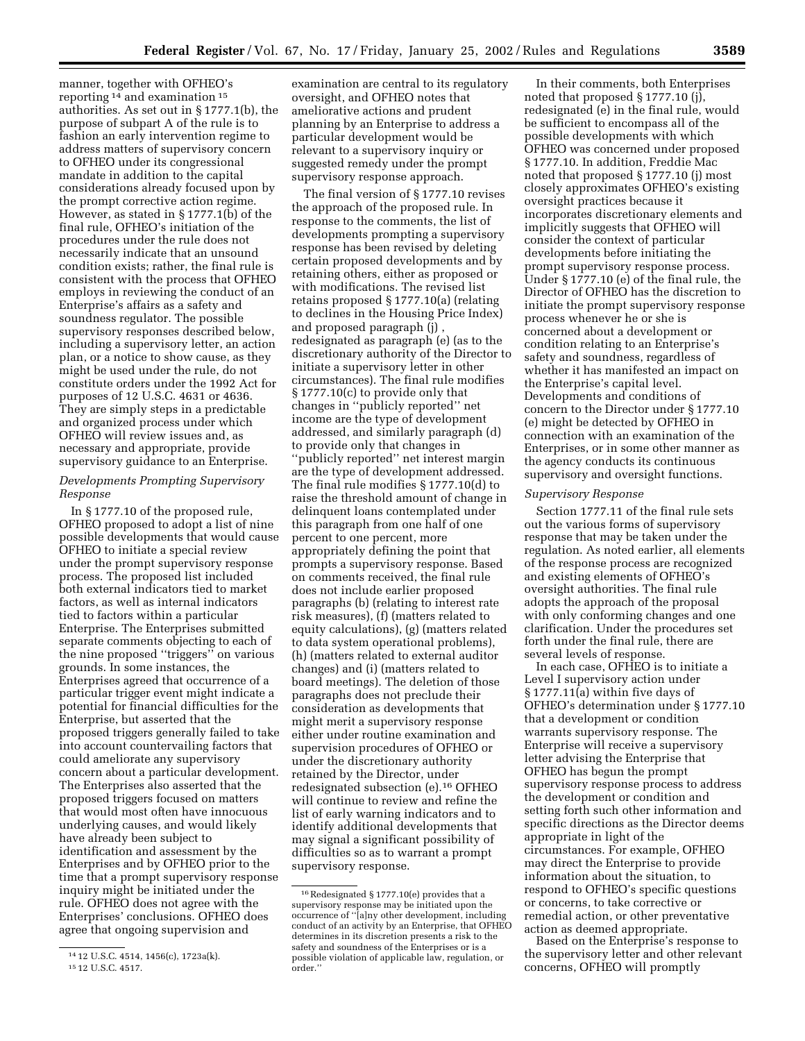manner, together with OFHEO's reporting[14] and examination[15] authorities. As set out in § 1777.1(b), the purpose of subpart A of the rule is to fashion an early intervention regime to address matters of supervisory concern to OFHEO under its congressional mandate in addition to the capital considerations already focused upon by the prompt corrective action regime. However, as stated in § 1777.1(b) of the final rule, OFHEO's initiation of the procedures under the rule does not necessarily indicate that an unsound condition exists; rather, the final rule is consistent with the process that OFHEO employs in reviewing the conduct of an Enterprise's affairs as a safety and soundness regulator. The possible supervisory responses described below, including a supervisory letter, an action plan, or a notice to show cause, as they might be used under the rule, do not constitute orders under the 1992 Act for purposes of 12 U.S.C. 4631 or 4636. They are simply steps in a predictable and organized process under which OFHEO will review issues and, as necessary and appropriate, provide supervisory guidance to an Enterprise.

*Developments Prompting Supervisory Response*

In § 1777.10 of the proposed rule, OFHEO proposed to adopt a list of nine possible developments that would cause OFHEO to initiate a special review under the prompt supervisory response process. The proposed list included both external indicators tied to market factors, as well as internal indicators tied to factors within a particular Enterprise. The Enterprises submitted separate comments objecting to each of the nine proposed "triggers" on various grounds. In some instances, the Enterprises agreed that occurrence of a particular trigger event might indicate a potential for financial difficulties for the Enterprise, but asserted that the proposed triggers generally failed to take into account countervailing factors that could ameliorate any supervisory concern about a particular development. The Enterprises also asserted that the proposed triggers focused on matters that would most often have innocuous underlying causes, and would likely have already been subject to identification and assessment by the Enterprises and by OFHEO prior to the time that a prompt supervisory response inquiry might be initiated under the rule. OFHEO does not agree with the Enterprises' conclusions. OFHEO does agree that ongoing supervision and examination are central to its regulatory oversight, and OFHEO notes that ameliorative actions and prudent planning by an Enterprise to address a particular development would be relevant to a supervisory inquiry or suggested remedy under the prompt supervisory response approach.

The final version of § 1777.10 revises the approach of the proposed rule. In response to the comments, the list of developments prompting a supervisory response has been revised by deleting certain proposed developments and by retaining others, either as proposed or with modifications. The revised list retains proposed § 1777.10(a) (relating to declines in the Housing Price Index) and proposed paragraph (j) , redesignated as paragraph (e) (as to the discretionary authority of the Director to initiate a supervisory letter in other circumstances). The final rule modifies § 1777.10(c) to provide only that changes in "publicly reported" net income are the type of development addressed, and similarly paragraph (d) to provide only that changes in "publicly reported" net interest margin are the type of development addressed. The final rule modifies § 1777.10(d) to raise the threshold amount of change in delinquent loans contemplated under this paragraph from one half of one percent to one percent, more appropriately defining the point that prompts a supervisory response. Based on comments received, the final rule does not include earlier proposed paragraphs (b) (relating to interest rate risk measures), (f) (matters related to equity calculations), (g) (matters related to data system operational problems), (h) (matters related to external auditor changes) and (i) (matters related to board meetings). The deletion of those paragraphs does not preclude their consideration as developments that might merit a supervisory response either under routine examination and supervision procedures of OFHEO or under the discretionary authority retained by the Director, under redesignated subsection (e).[16] OFHEO will continue to review and refine the list of early warning indicators and to identify additional developments that may signal a significant possibility of difficulties so as to warrant a prompt supervisory response.

In their comments, both Enterprises noted that proposed § 1777.10 (j), redesignated (e) in the final rule, would be sufficient to encompass all of the possible developments with which OFHEO was concerned under proposed § 1777.10. In addition, Freddie Mac noted that proposed § 1777.10 (j) most closely approximates OFHEO's existing oversight practices because it incorporates discretionary elements and implicitly suggests that OFHEO will consider the context of particular developments before initiating the prompt supervisory response process. Under § 1777.10 (e) of the final rule, the Director of OFHEO has the discretion to initiate the prompt supervisory response process whenever he or she is concerned about a development or condition relating to an Enterprise's safety and soundness, regardless of whether it has manifested an impact on the Enterprise's capital level. Developments and conditions of concern to the Director under § 1777.10 (e) might be detected by OFHEO in connection with an examination of the Enterprises, or in some other manner as the agency conducts its continuous supervisory and oversight functions.

*Supervisory Response*

Section 1777.11 of the final rule sets out the various forms of supervisory response that may be taken under the regulation. As noted earlier, all elements of the response process are recognized and existing elements of OFHEO's oversight authorities. The final rule adopts the approach of the proposal with only conforming changes and one clarification. Under the procedures set forth under the final rule, there are several levels of response.

In each case, OFHEO is to initiate a Level I supervisory action under § 1777.11(a) within five days of OFHEO's determination under § 1777.10 that a development or condition warrants supervisory response. The Enterprise will receive a supervisory letter advising the Enterprise that OFHEO has begun the prompt supervisory response process to address the development or condition and setting forth such other information and specific directions as the Director deems appropriate in light of the circumstances. For example, OFHEO may direct the Enterprise to provide information about the situation, to respond to OFHEO's specific questions or concerns, to take corrective or remedial action, or other preventative action as deemed appropriate.

Based on the Enterprise's response to the supervisory letter and other relevant concerns, OFHEO will promptly

---

[14] 12 U.S.C. 4514, 1456(c), 1723a(k).

[15] 12 U.S.C. 4517.

[16] Redesignated § 1777.10(e) provides that a supervisory response may be initiated upon the occurrence of "[a]ny other development, including conduct of an activity by an Enterprise, that OFHEO determines in its discretion presents a risk to the safety and soundness of the Enterprises or is a possible violation of applicable law, regulation, or order."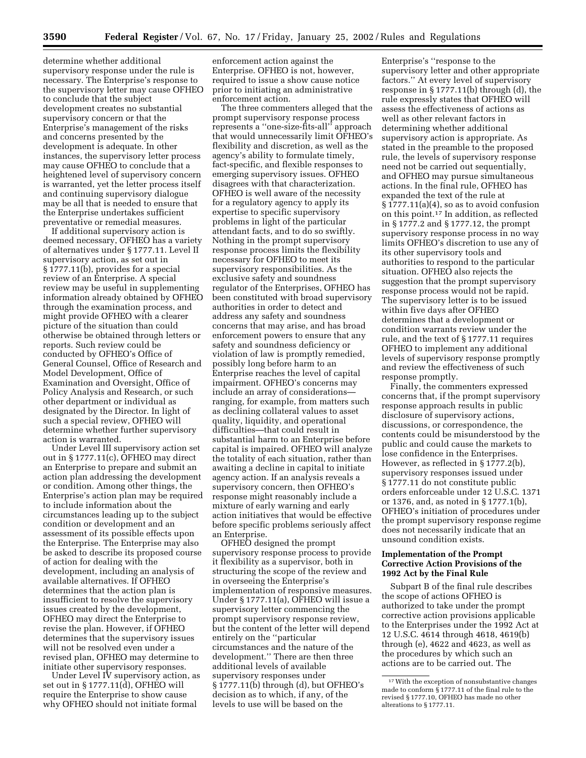determine whether additional supervisory response under the rule is necessary. The Enterprise's response to the supervisory letter may cause OFHEO to conclude that the subject development creates no substantial supervisory concern or that the Enterprise's management of the risks and concerns presented by the development is adequate. In other instances, the supervisory letter process may cause OFHEO to conclude that a heightened level of supervisory concern is warranted, yet the letter process itself and continuing supervisory dialogue may be all that is needed to ensure that the Enterprise undertakes sufficient preventative or remedial measures.

If additional supervisory action is deemed necessary, OFHEO has a variety of alternatives under § 1777.11. Level II supervisory action, as set out in § 1777.11(b), provides for a special review of an Enterprise. A special review may be useful in supplementing information already obtained by OFHEO through the examination process, and might provide OFHEO with a clearer picture of the situation than could otherwise be obtained through letters or reports. Such review could be conducted by OFHEO's Office of General Counsel, Office of Research and Model Development, Office of Examination and Oversight, Office of Policy Analysis and Research, or such other department or individual as designated by the Director. In light of such a special review, OFHEO will determine whether further supervisory action is warranted.

Under Level III supervisory action set out in § 1777.11(c), OFHEO may direct an Enterprise to prepare and submit an action plan addressing the development or condition. Among other things, the Enterprise's action plan may be required to include information about the circumstances leading up to the subject condition or development and an assessment of its possible effects upon the Enterprise. The Enterprise may also be asked to describe its proposed course of action for dealing with the development, including an analysis of available alternatives. If OFHEO determines that the action plan is insufficient to resolve the supervisory issues created by the development, OFHEO may direct the Enterprise to revise the plan. However, if OFHEO determines that the supervisory issues will not be resolved even under a revised plan, OFHEO may determine to initiate other supervisory responses.

Under Level IV supervisory action, as set out in § 1777.11(d), OFHEO will require the Enterprise to show cause why OFHEO should not initiate formal enforcement action against the Enterprise. OFHEO is not, however, required to issue a show cause notice prior to initiating an administrative enforcement action.

The three commenters alleged that the prompt supervisory response process represents a ''one-size-fits-all'' approach that would unnecessarily limit OFHEO's flexibility and discretion, as well as the agency's ability to formulate timely, fact-specific, and flexible responses to emerging supervisory issues. OFHEO disagrees with that characterization. OFHEO is well aware of the necessity for a regulatory agency to apply its expertise to specific supervisory problems in light of the particular attendant facts, and to do so swiftly. Nothing in the prompt supervisory response process limits the flexibility necessary for OFHEO to meet its supervisory responsibilities. As the exclusive safety and soundness regulator of the Enterprises, OFHEO has been constituted with broad supervisory authorities in order to detect and address any safety and soundness concerns that may arise, and has broad enforcement powers to ensure that any safety and soundness deficiency or violation of law is promptly remedied, possibly long before harm to an Enterprise reaches the level of capital impairment. OFHEO's concerns may include an array of considerations—ranging, for example, from matters such as declining collateral values to asset quality, liquidity, and operational difficulties—that could result in substantial harm to an Enterprise before capital is impaired. OFHEO will analyze the totality of each situation, rather than awaiting a decline in capital to initiate agency action. If an analysis reveals a supervisory concern, then OFHEO's response might reasonably include a mixture of early warning and early action initiatives that would be effective before specific problems seriously affect an Enterprise.

OFHEO designed the prompt supervisory response process to provide it flexibility as a supervisor, both in structuring the scope of the review and in overseeing the Enterprise's implementation of responsive measures. Under § 1777.11(a), OFHEO will issue a supervisory letter commencing the prompt supervisory response review, but the content of the letter will depend entirely on the ''particular circumstances and the nature of the development.'' There are then three additional levels of available supervisory responses under § 1777.11(b) through (d), but OFHEO's decision as to which, if any, of the levels to use will be based on the Enterprise's ''response to the supervisory letter and other appropriate factors.'' At every level of supervisory response in § 1777.11(b) through (d), the rule expressly states that OFHEO will assess the effectiveness of actions as well as other relevant factors in determining whether additional supervisory action is appropriate. As stated in the preamble to the proposed rule, the levels of supervisory response need not be carried out sequentially, and OFHEO may pursue simultaneous actions. In the final rule, OFHEO has expanded the text of the rule at § 1777.11(a)(4), so as to avoid confusion on this point.[17] In addition, as reflected in § 1777.2 and § 1777.12, the prompt supervisory response process in no way limits OFHEO's discretion to use any of its other supervisory tools and authorities to respond to the particular situation. OFHEO also rejects the suggestion that the prompt supervisory response process would not be rapid. The supervisory letter is to be issued within five days after OFHEO determines that a development or condition warrants review under the rule, and the text of § 1777.11 requires OFHEO to implement any additional levels of supervisory response promptly and review the effectiveness of such response promptly.

Finally, the commenters expressed concerns that, if the prompt supervisory response approach results in public disclosure of supervisory actions, discussions, or correspondence, the contents could be misunderstood by the public and could cause the markets to lose confidence in the Enterprises. However, as reflected in § 1777.2(b), supervisory responses issued under § 1777.11 do not constitute public orders enforceable under 12 U.S.C. 1371 or 1376, and, as noted in § 1777.1(b), OFHEO's initiation of procedures under the prompt supervisory response regime does not necessarily indicate that an unsound condition exists.

### Implementation of the Prompt Corrective Action Provisions of the 1992 Act by the Final Rule

Subpart B of the final rule describes the scope of actions OFHEO is authorized to take under the prompt corrective action provisions applicable to the Enterprises under the 1992 Act at 12 U.S.C. 4614 through 4618, 4619(b) through (e), 4622 and 4623, as well as the procedures by which such an actions are to be carried out. The

[17] With the exception of nonsubstantive changes made to conform § 1777.11 of the final rule to the revised § 1777.10, OFHEO has made no other alterations to § 1777.11.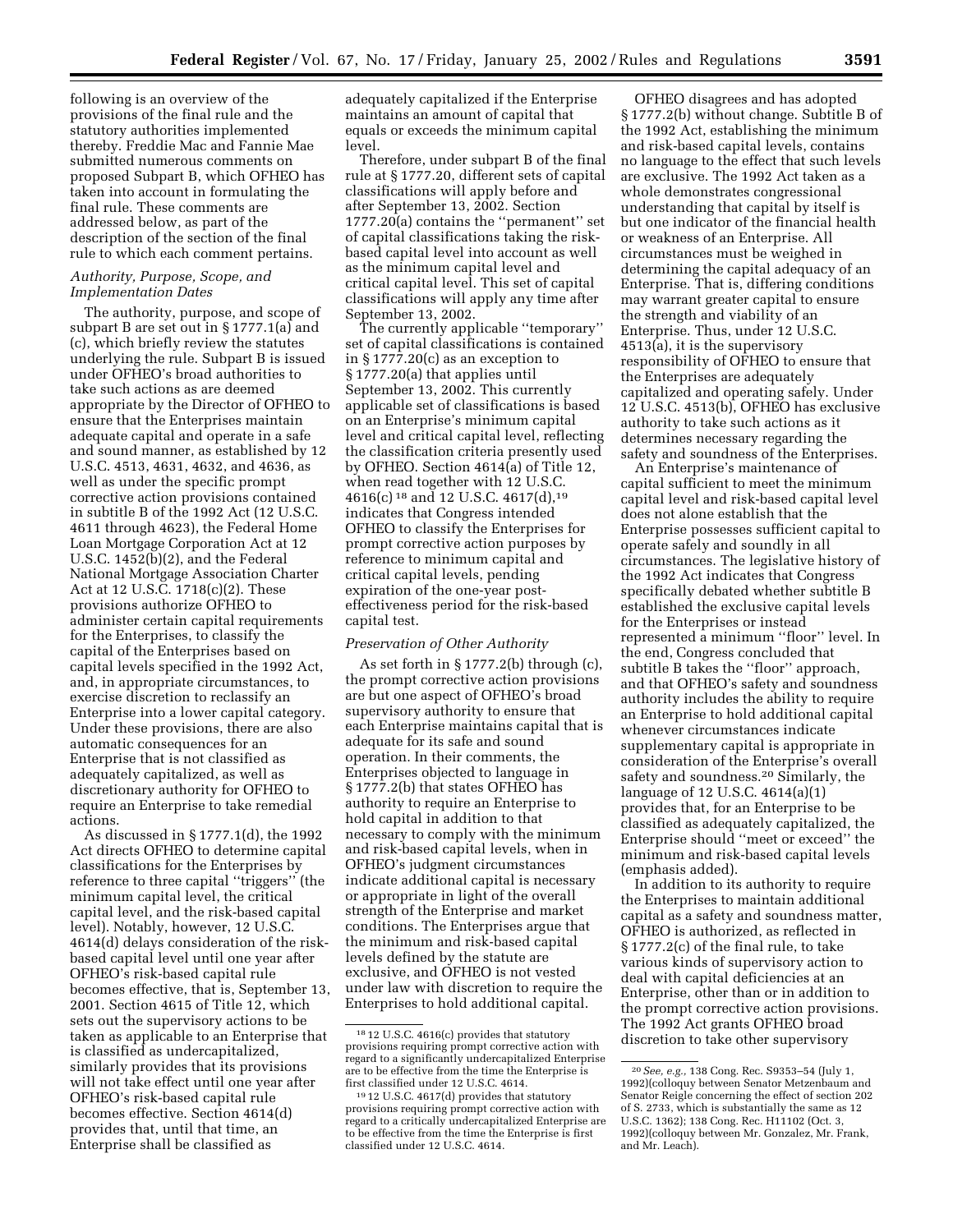following is an overview of the provisions of the final rule and the statutory authorities implemented thereby. Freddie Mac and Fannie Mae submitted numerous comments on proposed Subpart B, which OFHEO has taken into account in formulating the final rule. These comments are addressed below, as part of the description of the section of the final rule to which each comment pertains.

*Authority, Purpose, Scope, and Implementation Dates*

The authority, purpose, and scope of subpart B are set out in § 1777.1(a) and (c), which briefly review the statutes underlying the rule. Subpart B is issued under OFHEO's broad authorities to take such actions as are deemed appropriate by the Director of OFHEO to ensure that the Enterprises maintain adequate capital and operate in a safe and sound manner, as established by 12 U.S.C. 4513, 4631, 4632, and 4636, as well as under the specific prompt corrective action provisions contained in subtitle B of the 1992 Act (12 U.S.C. 4611 through 4623), the Federal Home Loan Mortgage Corporation Act at 12 U.S.C. 1452(b)(2), and the Federal National Mortgage Association Charter Act at 12 U.S.C. 1718(c)(2). These provisions authorize OFHEO to administer certain capital requirements for the Enterprises, to classify the capital of the Enterprises based on capital levels specified in the 1992 Act, and, in appropriate circumstances, to exercise discretion to reclassify an Enterprise into a lower capital category. Under these provisions, there are also automatic consequences for an Enterprise that is not classified as adequately capitalized, as well as discretionary authority for OFHEO to require an Enterprise to take remedial actions.

As discussed in § 1777.1(d), the 1992 Act directs OFHEO to determine capital classifications for the Enterprises by reference to three capital ''triggers'' (the minimum capital level, the critical capital level, and the risk-based capital level). Notably, however, 12 U.S.C. 4614(d) delays consideration of the risk-based capital level until one year after OFHEO's risk-based capital rule becomes effective, that is, September 13, 2001. Section 4615 of Title 12, which sets out the supervisory actions to be taken as applicable to an Enterprise that is classified as undercapitalized, similarly provides that its provisions will not take effect until one year after OFHEO's risk-based capital rule becomes effective. Section 4614(d) provides that, until that time, an Enterprise shall be classified as adequately capitalized if the Enterprise maintains an amount of capital that equals or exceeds the minimum capital level.

Therefore, under subpart B of the final rule at § 1777.20, different sets of capital classifications will apply before and after September 13, 2002. Section 1777.20(a) contains the ''permanent'' set of capital classifications taking the risk-based capital level into account as well as the minimum capital level and critical capital level. This set of capital classifications will apply any time after September 13, 2002.

The currently applicable ''temporary'' set of capital classifications is contained in § 1777.20(c) as an exception to § 1777.20(a) that applies until September 13, 2002. This currently applicable set of classifications is based on an Enterprise's minimum capital level and critical capital level, reflecting the classification criteria presently used by OFHEO. Section 4614(a) of Title 12, when read together with 12 U.S.C. 4616(c)[18] and 12 U.S.C. 4617(d),[19] indicates that Congress intended OFHEO to classify the Enterprises for prompt corrective action purposes by reference to minimum capital and critical capital levels, pending expiration of the one-year post-effectiveness period for the risk-based capital test.

*Preservation of Other Authority*

As set forth in § 1777.2(b) through (c), the prompt corrective action provisions are but one aspect of OFHEO's broad supervisory authority to ensure that each Enterprise maintains capital that is adequate for its safe and sound operation. In their comments, the Enterprises objected to language in § 1777.2(b) that states OFHEO has authority to require an Enterprise to hold capital in addition to that necessary to comply with the minimum and risk-based capital levels, when in OFHEO's judgment circumstances indicate additional capital is necessary or appropriate in light of the overall strength of the Enterprise and market conditions. The Enterprises argue that the minimum and risk-based capital levels defined by the statute are exclusive, and OFHEO is not vested under law with discretion to require the Enterprises to hold additional capital.

OFHEO disagrees and has adopted § 1777.2(b) without change. Subtitle B of the 1992 Act, establishing the minimum and risk-based capital levels, contains no language to the effect that such levels are exclusive. The 1992 Act taken as a whole demonstrates congressional understanding that capital by itself is but one indicator of the financial health or weakness of an Enterprise. All circumstances must be weighed in determining the capital adequacy of an Enterprise. That is, differing conditions may warrant greater capital to ensure the strength and viability of an Enterprise. Thus, under 12 U.S.C. 4513(a), it is the supervisory responsibility of OFHEO to ensure that the Enterprises are adequately capitalized and operating safely. Under 12 U.S.C. 4513(b), OFHEO has exclusive authority to take such actions as it determines necessary regarding the safety and soundness of the Enterprises.

An Enterprise's maintenance of capital sufficient to meet the minimum capital level and risk-based capital level does not alone establish that the Enterprise possesses sufficient capital to operate safely and soundly in all circumstances. The legislative history of the 1992 Act indicates that Congress specifically debated whether subtitle B established the exclusive capital levels for the Enterprises or instead represented a minimum ''floor'' level. In the end, Congress concluded that subtitle B takes the ''floor'' approach, and that OFHEO's safety and soundness authority includes the ability to require an Enterprise to hold additional capital whenever circumstances indicate supplementary capital is appropriate in consideration of the Enterprise's overall safety and soundness.[20] Similarly, the language of 12 U.S.C. 4614(a)(1) provides that, for an Enterprise to be classified as adequately capitalized, the Enterprise should ''meet or exceed'' the minimum and risk-based capital levels (emphasis added).

In addition to its authority to require the Enterprises to maintain additional capital as a safety and soundness matter, OFHEO is authorized, as reflected in § 1777.2(c) of the final rule, to take various kinds of supervisory action to deal with capital deficiencies at an Enterprise, other than or in addition to the prompt corrective action provisions. The 1992 Act grants OFHEO broad discretion to take other supervisory

---

[18] 12 U.S.C. 4616(c) provides that statutory provisions requiring prompt corrective action with regard to a significantly undercapitalized Enterprise are to be effective from the time the Enterprise is first classified under 12 U.S.C. 4614.

[19] 12 U.S.C. 4617(d) provides that statutory provisions requiring prompt corrective action with regard to a critically undercapitalized Enterprise are to be effective from the time the Enterprise is first classified under 12 U.S.C. 4614.

[20] *See, e.g.,* 138 Cong. Rec. S9353–54 (July 1, 1992)(colloquy between Senator Metzenbaum and Senator Reigle concerning the effect of section 202 of S. 2733, which is substantially the same as 12 U.S.C. 1362); 138 Cong. Rec. H11102 (Oct. 3, 1992)(colloquy between Mr. Gonzalez, Mr. Frank, and Mr. Leach).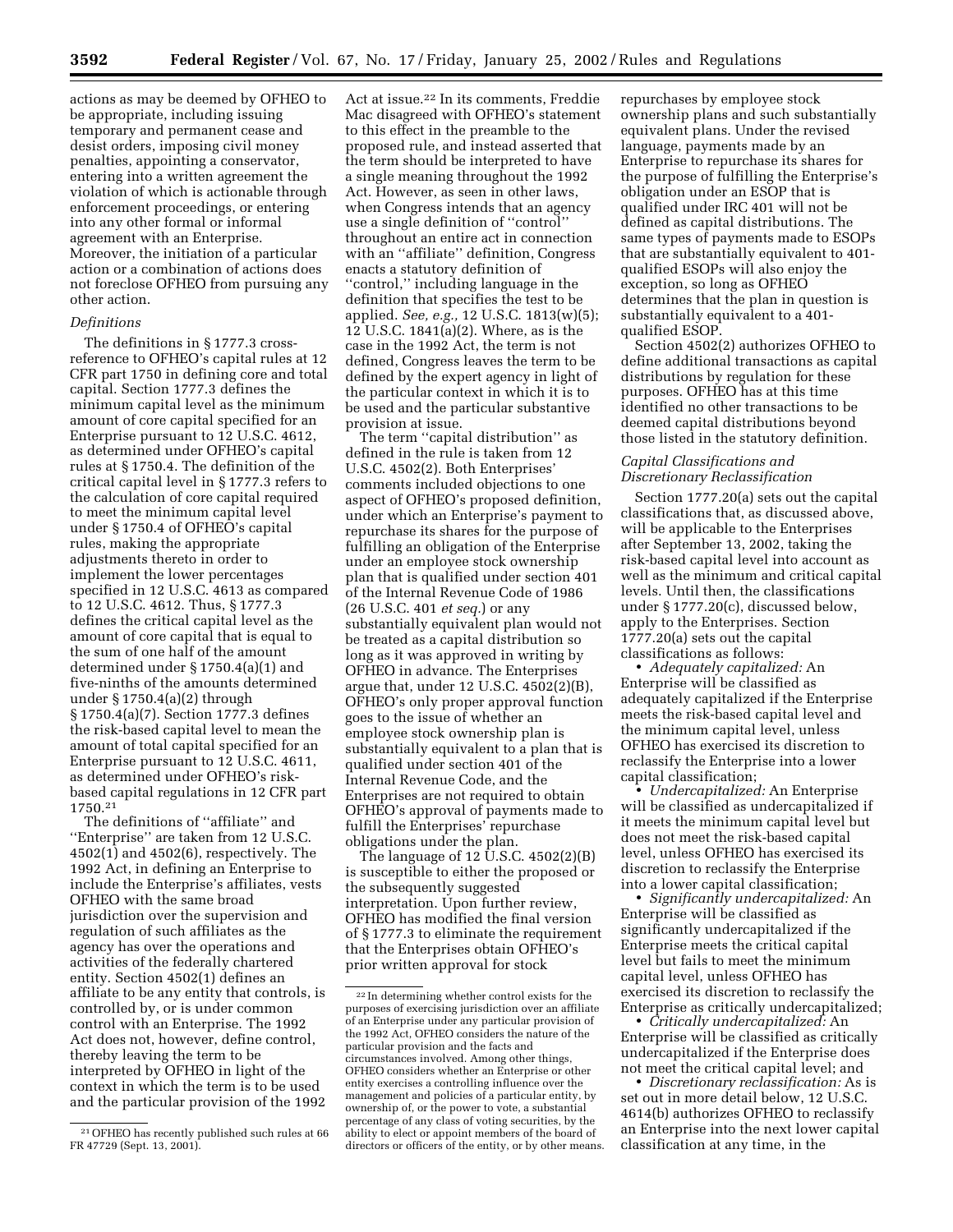actions as may be deemed by OFHEO to be appropriate, including issuing temporary and permanent cease and desist orders, imposing civil money penalties, appointing a conservator, entering into a written agreement the violation of which is actionable through enforcement proceedings, or entering into any other formal or informal agreement with an Enterprise. Moreover, the initiation of a particular action or a combination of actions does not foreclose OFHEO from pursuing any other action.

### *Definitions*

The definitions in § 1777.3 cross-reference to OFHEO's capital rules at 12 CFR part 1750 in defining core and total capital. Section 1777.3 defines the minimum capital level as the minimum amount of core capital specified for an Enterprise pursuant to 12 U.S.C. 4612, as determined under OFHEO's capital rules at § 1750.4. The definition of the critical capital level in § 1777.3 refers to the calculation of core capital required to meet the minimum capital level under § 1750.4 of OFHEO's capital rules, making the appropriate adjustments thereto in order to implement the lower percentages specified in 12 U.S.C. 4613 as compared to 12 U.S.C. 4612. Thus, § 1777.3 defines the critical capital level as the amount of core capital that is equal to the sum of one half of the amount determined under § 1750.4(a)(1) and five-ninths of the amounts determined under § 1750.4(a)(2) through § 1750.4(a)(7). Section 1777.3 defines the risk-based capital level to mean the amount of total capital specified for an Enterprise pursuant to 12 U.S.C. 4611, as determined under OFHEO's risk-based capital regulations in 12 CFR part 1750.[21]

The definitions of ''affiliate'' and ''Enterprise'' are taken from 12 U.S.C. 4502(1) and 4502(6), respectively. The 1992 Act, in defining an Enterprise to include the Enterprise's affiliates, vests OFHEO with the same broad jurisdiction over the supervision and regulation of such affiliates as the agency has over the operations and activities of the federally chartered entity. Section 4502(1) defines an affiliate to be any entity that controls, is controlled by, or is under common control with an Enterprise. The 1992 Act does not, however, define control, thereby leaving the term to be interpreted by OFHEO in light of the context in which the term is to be used and the particular provision of the 1992 Act at issue.[22] In its comments, Freddie Mac disagreed with OFHEO's statement to this effect in the preamble to the proposed rule, and instead asserted that the term should be interpreted to have a single meaning throughout the 1992 Act. However, as seen in other laws, when Congress intends that an agency use a single definition of ''control'' throughout an entire act in connection with an ''affiliate'' definition, Congress enacts a statutory definition of ''control,'' including language in the definition that specifies the test to be applied. *See, e.g.,* 12 U.S.C. 1813(w)(5); 12 U.S.C. 1841(a)(2). Where, as is the case in the 1992 Act, the term is not defined, Congress leaves the term to be defined by the expert agency in light of the particular context in which it is to be used and the particular substantive provision at issue.

The term ''capital distribution'' as defined in the rule is taken from 12 U.S.C. 4502(2). Both Enterprises' comments included objections to one aspect of OFHEO's proposed definition, under which an Enterprise's payment to repurchase its shares for the purpose of fulfilling an obligation of the Enterprise under an employee stock ownership plan that is qualified under section 401 of the Internal Revenue Code of 1986 (26 U.S.C. 401 *et seq.*) or any substantially equivalent plan would not be treated as a capital distribution so long as it was approved in writing by OFHEO in advance. The Enterprises argue that, under 12 U.S.C. 4502(2)(B), OFHEO's only proper approval function goes to the issue of whether an employee stock ownership plan is substantially equivalent to a plan that is qualified under section 401 of the Internal Revenue Code, and the Enterprises are not required to obtain OFHEO's approval of payments made to fulfill the Enterprises' repurchase obligations under the plan.

The language of 12 U.S.C. 4502(2)(B) is susceptible to either the proposed or the subsequently suggested interpretation. Upon further review, OFHEO has modified the final version of § 1777.3 to eliminate the requirement that the Enterprises obtain OFHEO's prior written approval for stock repurchases by employee stock ownership plans and such substantially equivalent plans. Under the revised language, payments made by an Enterprise to repurchase its shares for the purpose of fulfilling the Enterprise's obligation under an ESOP that is qualified under IRC 401 will not be defined as capital distributions. The same types of payments made to ESOPs that are substantially equivalent to 401-qualified ESOPs will also enjoy the exception, so long as OFHEO determines that the plan in question is substantially equivalent to a 401-qualified ESOP.

Section 4502(2) authorizes OFHEO to define additional transactions as capital distributions by regulation for these purposes. OFHEO has at this time identified no other transactions to be deemed capital distributions beyond those listed in the statutory definition.

### *Capital Classifications and Discretionary Reclassification*

Section 1777.20(a) sets out the capital classifications that, as discussed above, will be applicable to the Enterprises after September 13, 2002, taking the risk-based capital level into account as well as the minimum and critical capital levels. Until then, the classifications under § 1777.20(c), discussed below, apply to the Enterprises. Section 1777.20(a) sets out the capital classifications as follows:

- *Adequately capitalized:* An Enterprise will be classified as adequately capitalized if the Enterprise meets the risk-based capital level and the minimum capital level, unless OFHEO has exercised its discretion to reclassify the Enterprise into a lower capital classification;
- *Undercapitalized:* An Enterprise will be classified as undercapitalized if it meets the minimum capital level but does not meet the risk-based capital level, unless OFHEO has exercised its discretion to reclassify the Enterprise into a lower capital classification;
- *Significantly undercapitalized:* An Enterprise will be classified as significantly undercapitalized if the Enterprise meets the critical capital level but fails to meet the minimum capital level, unless OFHEO has exercised its discretion to reclassify the Enterprise as critically undercapitalized;
- *Critically undercapitalized:* An Enterprise will be classified as critically undercapitalized if the Enterprise does not meet the critical capital level; and
- *Discretionary reclassification:* As is set out in more detail below, 12 U.S.C. 4614(b) authorizes OFHEO to reclassify an Enterprise into the next lower capital classification at any time, in the

---

[21] OFHEO has recently published such rules at 66 FR 47729 (Sept. 13, 2001).

[22] In determining whether control exists for the purposes of exercising jurisdiction over an affiliate of an Enterprise under any particular provision of the 1992 Act, OFHEO considers the nature of the particular provision and the facts and circumstances involved. Among other things, OFHEO considers whether an Enterprise or other entity exercises a controlling influence over the management and policies of a particular entity, by ownership of, or the power to vote, a substantial percentage of any class of voting securities, by the ability to elect or appoint members of the board of directors or officers of the entity, or by other means.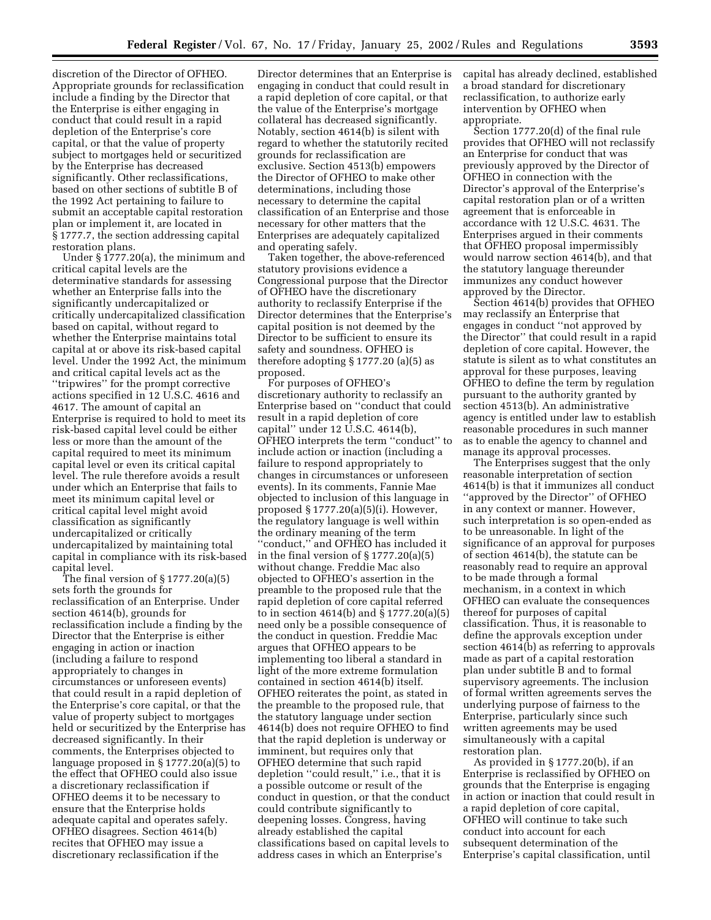discretion of the Director of OFHEO. Appropriate grounds for reclassification include a finding by the Director that the Enterprise is either engaging in conduct that could result in a rapid depletion of the Enterprise's core capital, or that the value of property subject to mortgages held or securitized by the Enterprise has decreased significantly. Other reclassifications, based on other sections of subtitle B of the 1992 Act pertaining to failure to submit an acceptable capital restoration plan or implement it, are located in § 1777.7, the section addressing capital restoration plans.

Under § 1777.20(a), the minimum and critical capital levels are the determinative standards for assessing whether an Enterprise falls into the significantly undercapitalized or critically undercapitalized classification based on capital, without regard to whether the Enterprise maintains total capital at or above its risk-based capital level. Under the 1992 Act, the minimum and critical capital levels act as the ''tripwires'' for the prompt corrective actions specified in 12 U.S.C. 4616 and 4617. The amount of capital an Enterprise is required to hold to meet its risk-based capital level could be either less or more than the amount of the capital required to meet its minimum capital level or even its critical capital level. The rule therefore avoids a result under which an Enterprise that fails to meet its minimum capital level or critical capital level might avoid classification as significantly undercapitalized or critically undercapitalized by maintaining total capital in compliance with its risk-based capital level.

The final version of § 1777.20(a)(5) sets forth the grounds for reclassification of an Enterprise. Under section 4614(b), grounds for reclassification include a finding by the Director that the Enterprise is either engaging in action or inaction (including a failure to respond appropriately to changes in circumstances or unforeseen events) that could result in a rapid depletion of the Enterprise's core capital, or that the value of property subject to mortgages held or securitized by the Enterprise has decreased significantly. In their comments, the Enterprises objected to language proposed in § 1777.20(a)(5) to the effect that OFHEO could also issue a discretionary reclassification if OFHEO deems it to be necessary to ensure that the Enterprise holds adequate capital and operates safely. OFHEO disagrees. Section 4614(b) recites that OFHEO may issue a discretionary reclassification if the Director determines that an Enterprise is engaging in conduct that could result in a rapid depletion of core capital, or that the value of the Enterprise's mortgage collateral has decreased significantly. Notably, section 4614(b) is silent with regard to whether the statutorily recited grounds for reclassification are exclusive. Section 4513(b) empowers the Director of OFHEO to make other determinations, including those necessary to determine the capital classification of an Enterprise and those necessary for other matters that the Enterprises are adequately capitalized and operating safely.

Taken together, the above-referenced statutory provisions evidence a Congressional purpose that the Director of OFHEO have the discretionary authority to reclassify Enterprise if the Director determines that the Enterprise's capital position is not deemed by the Director to be sufficient to ensure its safety and soundness. OFHEO is therefore adopting § 1777.20 (a)(5) as proposed.

For purposes of OFHEO's discretionary authority to reclassify an Enterprise based on ''conduct that could result in a rapid depletion of core capital'' under 12 U.S.C. 4614(b), OFHEO interprets the term ''conduct'' to include action or inaction (including a failure to respond appropriately to changes in circumstances or unforeseen events). In its comments, Fannie Mae objected to inclusion of this language in proposed § 1777.20(a)(5)(i). However, the regulatory language is well within the ordinary meaning of the term ''conduct,'' and OFHEO has included it in the final version of § 1777.20(a)(5) without change. Freddie Mac also objected to OFHEO's assertion in the preamble to the proposed rule that the rapid depletion of core capital referred to in section 4614(b) and § 1777.20(a)(5) need only be a possible consequence of the conduct in question. Freddie Mac argues that OFHEO appears to be implementing too liberal a standard in light of the more extreme formulation contained in section 4614(b) itself. OFHEO reiterates the point, as stated in the preamble to the proposed rule, that the statutory language under section 4614(b) does not require OFHEO to find that the rapid depletion is underway or imminent, but requires only that OFHEO determine that such rapid depletion ''could result,'' i.e., that it is a possible outcome or result of the conduct in question, or that the conduct could contribute significantly to deepening losses. Congress, having already established the capital classifications based on capital levels to address cases in which an Enterprise's capital has already declined, established a broad standard for discretionary reclassification, to authorize early intervention by OFHEO when appropriate.

Section 1777.20(d) of the final rule provides that OFHEO will not reclassify an Enterprise for conduct that was previously approved by the Director of OFHEO in connection with the Director's approval of the Enterprise's capital restoration plan or of a written agreement that is enforceable in accordance with 12 U.S.C. 4631. The Enterprises argued in their comments that OFHEO proposal impermissibly would narrow section 4614(b), and that the statutory language thereunder immunizes any conduct however approved by the Director.

Section 4614(b) provides that OFHEO may reclassify an Enterprise that engages in conduct ''not approved by the Director'' that could result in a rapid depletion of core capital. However, the statute is silent as to what constitutes an approval for these purposes, leaving OFHEO to define the term by regulation pursuant to the authority granted by section 4513(b). An administrative agency is entitled under law to establish reasonable procedures in such manner as to enable the agency to channel and manage its approval processes.

The Enterprises suggest that the only reasonable interpretation of section 4614(b) is that it immunizes all conduct ''approved by the Director'' of OFHEO in any context or manner. However, such interpretation is so open-ended as to be unreasonable. In light of the significance of an approval for purposes of section 4614(b), the statute can be reasonably read to require an approval to be made through a formal mechanism, in a context in which OFHEO can evaluate the consequences thereof for purposes of capital classification. Thus, it is reasonable to define the approvals exception under section 4614(b) as referring to approvals made as part of a capital restoration plan under subtitle B and to formal supervisory agreements. The inclusion of formal written agreements serves the underlying purpose of fairness to the Enterprise, particularly since such written agreements may be used simultaneously with a capital restoration plan.

As provided in § 1777.20(b), if an Enterprise is reclassified by OFHEO on grounds that the Enterprise is engaging in action or inaction that could result in a rapid depletion of core capital, OFHEO will continue to take such conduct into account for each subsequent determination of the Enterprise's capital classification, until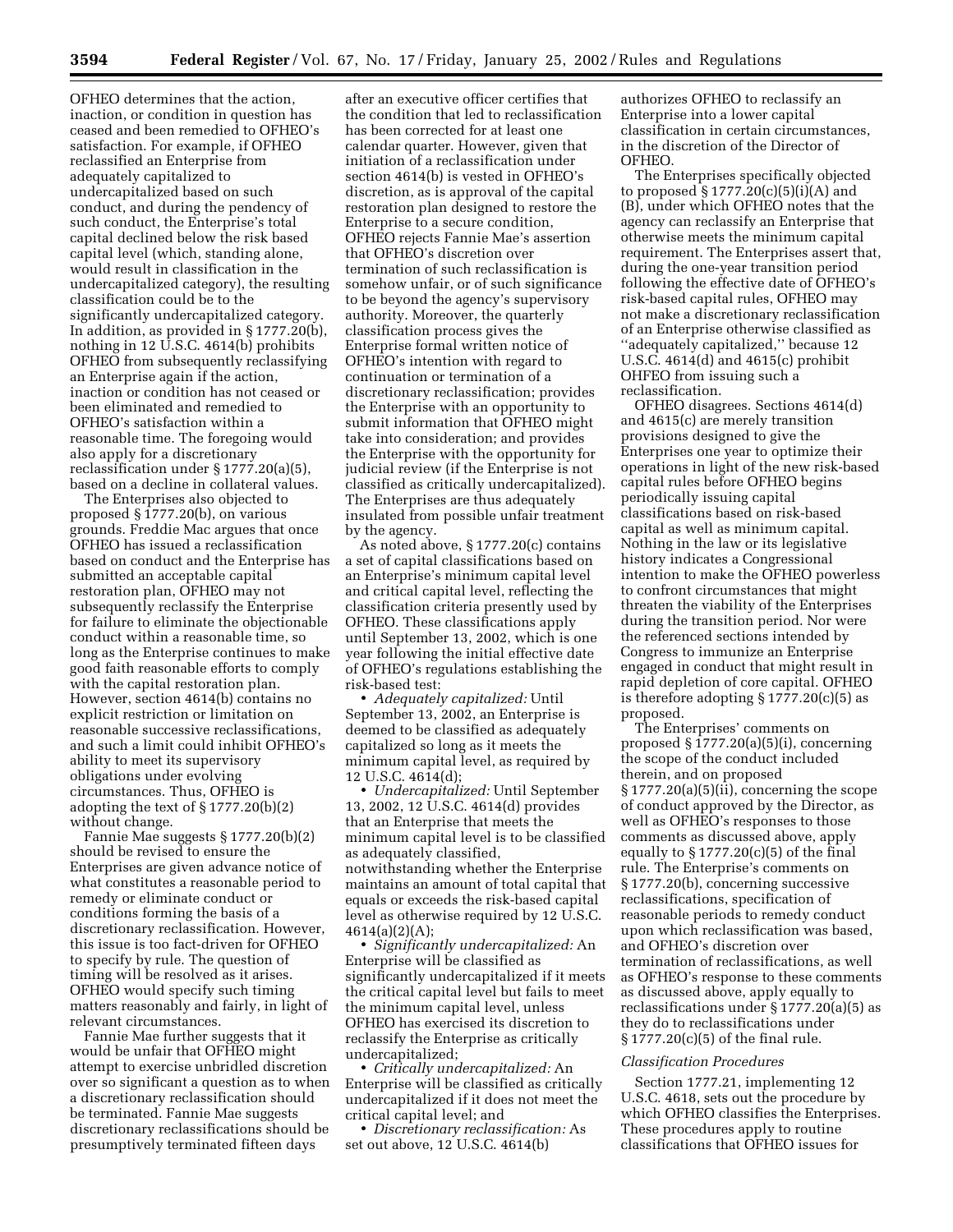OFHEO determines that the action, inaction, or condition in question has ceased and been remedied to OFHEO's satisfaction. For example, if OFHEO reclassified an Enterprise from adequately capitalized to undercapitalized based on such conduct, and during the pendency of such conduct, the Enterprise's total capital declined below the risk based capital level (which, standing alone, would result in classification in the undercapitalized category), the resulting classification could be to the significantly undercapitalized category. In addition, as provided in § 1777.20(b), nothing in 12 U.S.C. 4614(b) prohibits OFHEO from subsequently reclassifying an Enterprise again if the action, inaction or condition has not ceased or been eliminated and remedied to OFHEO's satisfaction within a reasonable time. The foregoing would also apply for a discretionary reclassification under § 1777.20(a)(5), based on a decline in collateral values.

The Enterprises also objected to proposed § 1777.20(b), on various grounds. Freddie Mac argues that once OFHEO has issued a reclassification based on conduct and the Enterprise has submitted an acceptable capital restoration plan, OFHEO may not subsequently reclassify the Enterprise for failure to eliminate the objectionable conduct within a reasonable time, so long as the Enterprise continues to make good faith reasonable efforts to comply with the capital restoration plan. However, section 4614(b) contains no explicit restriction or limitation on reasonable successive reclassifications, and such a limit could inhibit OFHEO's ability to meet its supervisory obligations under evolving circumstances. Thus, OFHEO is adopting the text of § 1777.20(b)(2) without change.

Fannie Mae suggests § 1777.20(b)(2) should be revised to ensure the Enterprises are given advance notice of what constitutes a reasonable period to remedy or eliminate conduct or conditions forming the basis of a discretionary reclassification. However, this issue is too fact-driven for OFHEO to specify by rule. The question of timing will be resolved as it arises. OFHEO would specify such timing matters reasonably and fairly, in light of relevant circumstances.

Fannie Mae further suggests that it would be unfair that OFHEO might attempt to exercise unbridled discretion over so significant a question as to when a discretionary reclassification should be terminated. Fannie Mae suggests discretionary reclassifications should be presumptively terminated fifteen days after an executive officer certifies that the condition that led to reclassification has been corrected for at least one calendar quarter. However, given that initiation of a reclassification under section 4614(b) is vested in OFHEO's discretion, as is approval of the capital restoration plan designed to restore the Enterprise to a secure condition, OFHEO rejects Fannie Mae's assertion that OFHEO's discretion over termination of such reclassification is somehow unfair, or of such significance to be beyond the agency's supervisory authority. Moreover, the quarterly classification process gives the Enterprise formal written notice of OFHEO's intention with regard to continuation or termination of a discretionary reclassification; provides the Enterprise with an opportunity to submit information that OFHEO might take into consideration; and provides the Enterprise with the opportunity for judicial review (if the Enterprise is not classified as critically undercapitalized). The Enterprises are thus adequately insulated from possible unfair treatment by the agency.

As noted above, § 1777.20(c) contains a set of capital classifications based on an Enterprise's minimum capital level and critical capital level, reflecting the classification criteria presently used by OFHEO. These classifications apply until September 13, 2002, which is one year following the initial effective date of OFHEO's regulations establishing the risk-based test:

- *Adequately capitalized:* Until September 13, 2002, an Enterprise is deemed to be classified as adequately capitalized so long as it meets the minimum capital level, as required by 12 U.S.C. 4614(d);
- *Undercapitalized:* Until September 13, 2002, 12 U.S.C. 4614(d) provides that an Enterprise that meets the minimum capital level is to be classified as adequately classified, notwithstanding whether the Enterprise maintains an amount of total capital that equals or exceeds the risk-based capital level as otherwise required by 12 U.S.C. 4614(a)(2)(A);
- *Significantly undercapitalized:* An Enterprise will be classified as significantly undercapitalized if it meets the critical capital level but fails to meet the minimum capital level, unless OFHEO has exercised its discretion to reclassify the Enterprise as critically undercapitalized;
- *Critically undercapitalized:* An Enterprise will be classified as critically undercapitalized if it does not meet the critical capital level; and
- *Discretionary reclassification:* As set out above, 12 U.S.C. 4614(b) authorizes OFHEO to reclassify an Enterprise into a lower capital classification in certain circumstances, in the discretion of the Director of OFHEO.

The Enterprises specifically objected to proposed § 1777.20(c)(5)(i)(A) and (B), under which OFHEO notes that the agency can reclassify an Enterprise that otherwise meets the minimum capital requirement. The Enterprises assert that, during the one-year transition period following the effective date of OFHEO's risk-based capital rules, OFHEO may not make a discretionary reclassification of an Enterprise otherwise classified as "adequately capitalized," because 12 U.S.C. 4614(d) and 4615(c) prohibit OHFEO from issuing such a reclassification.

OFHEO disagrees. Sections 4614(d) and 4615(c) are merely transition provisions designed to give the Enterprises one year to optimize their operations in light of the new risk-based capital rules before OFHEO begins periodically issuing capital classifications based on risk-based capital as well as minimum capital. Nothing in the law or its legislative history indicates a Congressional intention to make the OFHEO powerless to confront circumstances that might threaten the viability of the Enterprises during the transition period. Nor were the referenced sections intended by Congress to immunize an Enterprise engaged in conduct that might result in rapid depletion of core capital. OFHEO is therefore adopting § 1777.20(c)(5) as proposed.

The Enterprises' comments on proposed § 1777.20(a)(5)(i), concerning the scope of the conduct included therein, and on proposed § 1777.20(a)(5)(ii), concerning the scope of conduct approved by the Director, as well as OFHEO's responses to those comments as discussed above, apply equally to § 1777.20(c)(5) of the final rule. The Enterprise's comments on § 1777.20(b), concerning successive reclassifications, specification of reasonable periods to remedy conduct upon which reclassification was based, and OFHEO's discretion over termination of reclassifications, as well as OFHEO's response to these comments as discussed above, apply equally to reclassifications under § 1777.20(a)(5) as they do to reclassifications under § 1777.20(c)(5) of the final rule.

*Classification Procedures*

Section 1777.21, implementing 12 U.S.C. 4618, sets out the procedure by which OFHEO classifies the Enterprises. These procedures apply to routine classifications that OFHEO issues for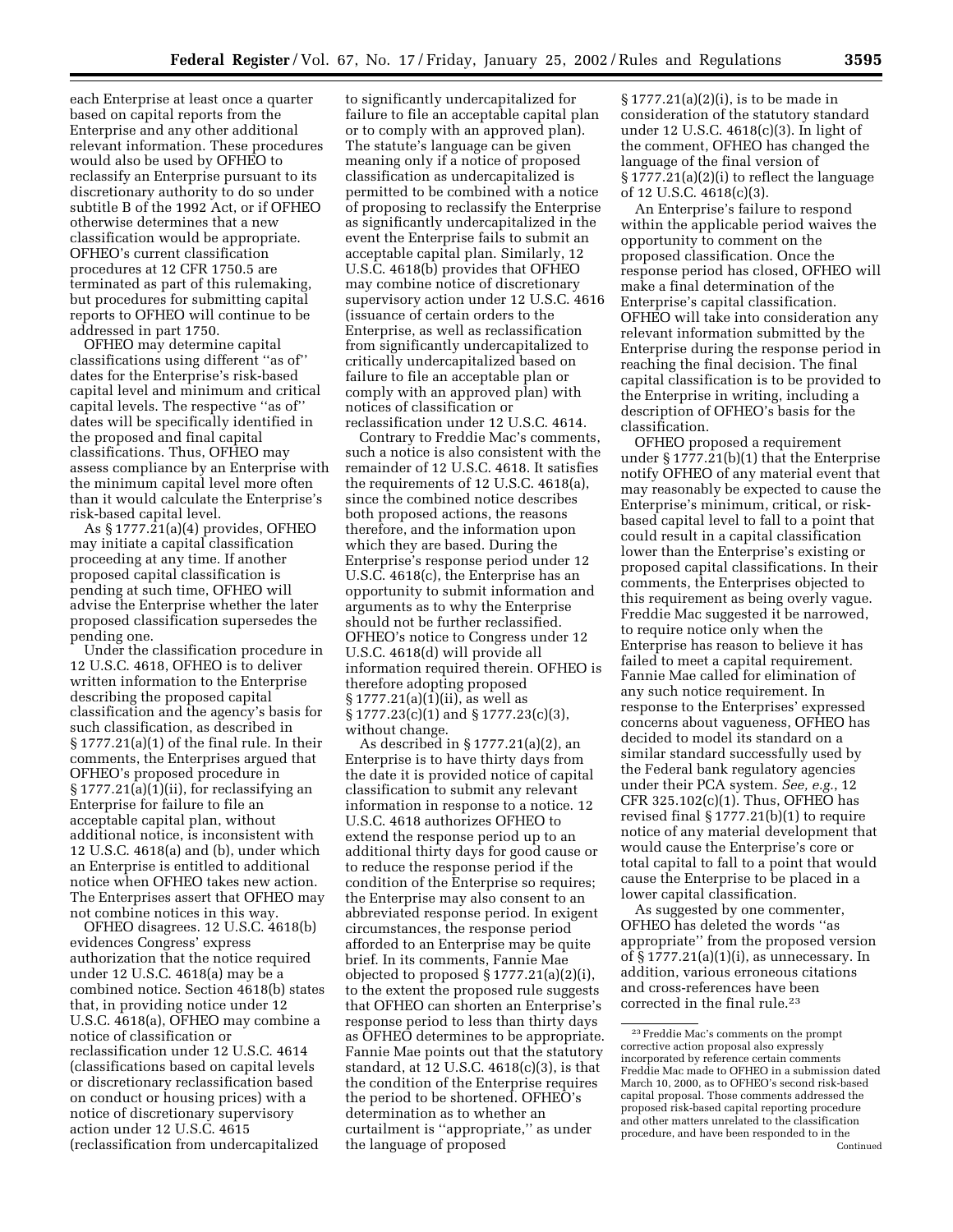each Enterprise at least once a quarter based on capital reports from the Enterprise and any other additional relevant information. These procedures would also be used by OFHEO to reclassify an Enterprise pursuant to its discretionary authority to do so under subtitle B of the 1992 Act, or if OFHEO otherwise determines that a new classification would be appropriate. OFHEO's current classification procedures at 12 CFR 1750.5 are terminated as part of this rulemaking, but procedures for submitting capital reports to OFHEO will continue to be addressed in part 1750.

OFHEO may determine capital classifications using different ''as of'' dates for the Enterprise's risk-based capital level and minimum and critical capital levels. The respective ''as of'' dates will be specifically identified in the proposed and final capital classifications. Thus, OFHEO may assess compliance by an Enterprise with the minimum capital level more often than it would calculate the Enterprise's risk-based capital level.

As § 1777.21(a)(4) provides, OFHEO may initiate a capital classification proceeding at any time. If another proposed capital classification is pending at such time, OFHEO will advise the Enterprise whether the later proposed classification supersedes the pending one.

Under the classification procedure in 12 U.S.C. 4618, OFHEO is to deliver written information to the Enterprise describing the proposed capital classification and the agency's basis for such classification, as described in § 1777.21(a)(1) of the final rule. In their comments, the Enterprises argued that OFHEO's proposed procedure in § 1777.21(a)(1)(ii), for reclassifying an Enterprise for failure to file an acceptable capital plan, without additional notice, is inconsistent with 12 U.S.C. 4618(a) and (b), under which an Enterprise is entitled to additional notice when OFHEO takes new action. The Enterprises assert that OFHEO may not combine notices in this way.

OFHEO disagrees. 12 U.S.C. 4618(b) evidences Congress' express authorization that the notice required under 12 U.S.C. 4618(a) may be a combined notice. Section 4618(b) states that, in providing notice under 12 U.S.C. 4618(a), OFHEO may combine a notice of classification or reclassification under 12 U.S.C. 4614 (classifications based on capital levels or discretionary reclassification based on conduct or housing prices) with a notice of discretionary supervisory action under 12 U.S.C. 4615 (reclassification from undercapitalized to significantly undercapitalized for failure to file an acceptable capital plan or to comply with an approved plan). The statute's language can be given meaning only if a notice of proposed classification as undercapitalized is permitted to be combined with a notice of proposing to reclassify the Enterprise as significantly undercapitalized in the event the Enterprise fails to submit an acceptable capital plan. Similarly, 12 U.S.C. 4618(b) provides that OFHEO may combine notice of discretionary supervisory action under 12 U.S.C. 4616 (issuance of certain orders to the Enterprise, as well as reclassification from significantly undercapitalized to critically undercapitalized based on failure to file an acceptable plan or comply with an approved plan) with notices of classification or reclassification under 12 U.S.C. 4614.

Contrary to Freddie Mac's comments, such a notice is also consistent with the remainder of 12 U.S.C. 4618. It satisfies the requirements of 12 U.S.C. 4618(a), since the combined notice describes both proposed actions, the reasons therefore, and the information upon which they are based. During the Enterprise's response period under 12 U.S.C. 4618(c), the Enterprise has an opportunity to submit information and arguments as to why the Enterprise should not be further reclassified. OFHEO's notice to Congress under 12 U.S.C. 4618(d) will provide all information required therein. OFHEO is therefore adopting proposed § 1777.21(a)(1)(ii), as well as § 1777.23(c)(1) and § 1777.23(c)(3), without change.

As described in § 1777.21(a)(2), an Enterprise is to have thirty days from the date it is provided notice of capital classification to submit any relevant information in response to a notice. 12 U.S.C. 4618 authorizes OFHEO to extend the response period up to an additional thirty days for good cause or to reduce the response period if the condition of the Enterprise so requires; the Enterprise may also consent to an abbreviated response period. In exigent circumstances, the response period afforded to an Enterprise may be quite brief. In its comments, Fannie Mae objected to proposed § 1777.21(a)(2)(i), to the extent the proposed rule suggests that OFHEO can shorten an Enterprise's response period to less than thirty days as OFHEO determines to be appropriate. Fannie Mae points out that the statutory standard, at 12 U.S.C. 4618(c)(3), is that the condition of the Enterprise requires the period to be shortened. OFHEO's determination as to whether an curtailment is ''appropriate,'' as under the language of proposed § 1777.21(a)(2)(i), is to be made in consideration of the statutory standard under 12 U.S.C. 4618(c)(3). In light of the comment, OFHEO has changed the language of the final version of § 1777.21(a)(2)(i) to reflect the language of 12 U.S.C. 4618(c)(3).

An Enterprise's failure to respond within the applicable period waives the opportunity to comment on the proposed classification. Once the response period has closed, OFHEO will make a final determination of the Enterprise's capital classification. OFHEO will take into consideration any relevant information submitted by the Enterprise during the response period in reaching the final decision. The final capital classification is to be provided to the Enterprise in writing, including a description of OFHEO's basis for the classification.

OFHEO proposed a requirement under § 1777.21(b)(1) that the Enterprise notify OFHEO of any material event that may reasonably be expected to cause the Enterprise's minimum, critical, or risk-based capital level to fall to a point that could result in a capital classification lower than the Enterprise's existing or proposed capital classifications. In their comments, the Enterprises objected to this requirement as being overly vague. Freddie Mac suggested it be narrowed, to require notice only when the Enterprise has reason to believe it has failed to meet a capital requirement. Fannie Mae called for elimination of any such notice requirement. In response to the Enterprises' expressed concerns about vagueness, OFHEO has decided to model its standard on a similar standard successfully used by the Federal bank regulatory agencies under their PCA system. *See, e.g.*, 12 CFR 325.102(c)(1). Thus, OFHEO has revised final § 1777.21(b)(1) to require notice of any material development that would cause the Enterprise's core or total capital to fall to a point that would cause the Enterprise to be placed in a lower capital classification.

As suggested by one commenter, OFHEO has deleted the words ''as appropriate'' from the proposed version of § 1777.21(a)(1)(i), as unnecessary. In addition, various erroneous citations and cross-references have been corrected in the final rule.[23]

[23] Freddie Mac's comments on the prompt corrective action proposal also expressly incorporated by reference certain comments Freddie Mac made to OFHEO in a submission dated March 10, 2000, as to OFHEO's second risk-based capital proposal. Those comments addressed the proposed risk-based capital reporting procedure and other matters unrelated to the classification procedure, and have been responded to in the Continued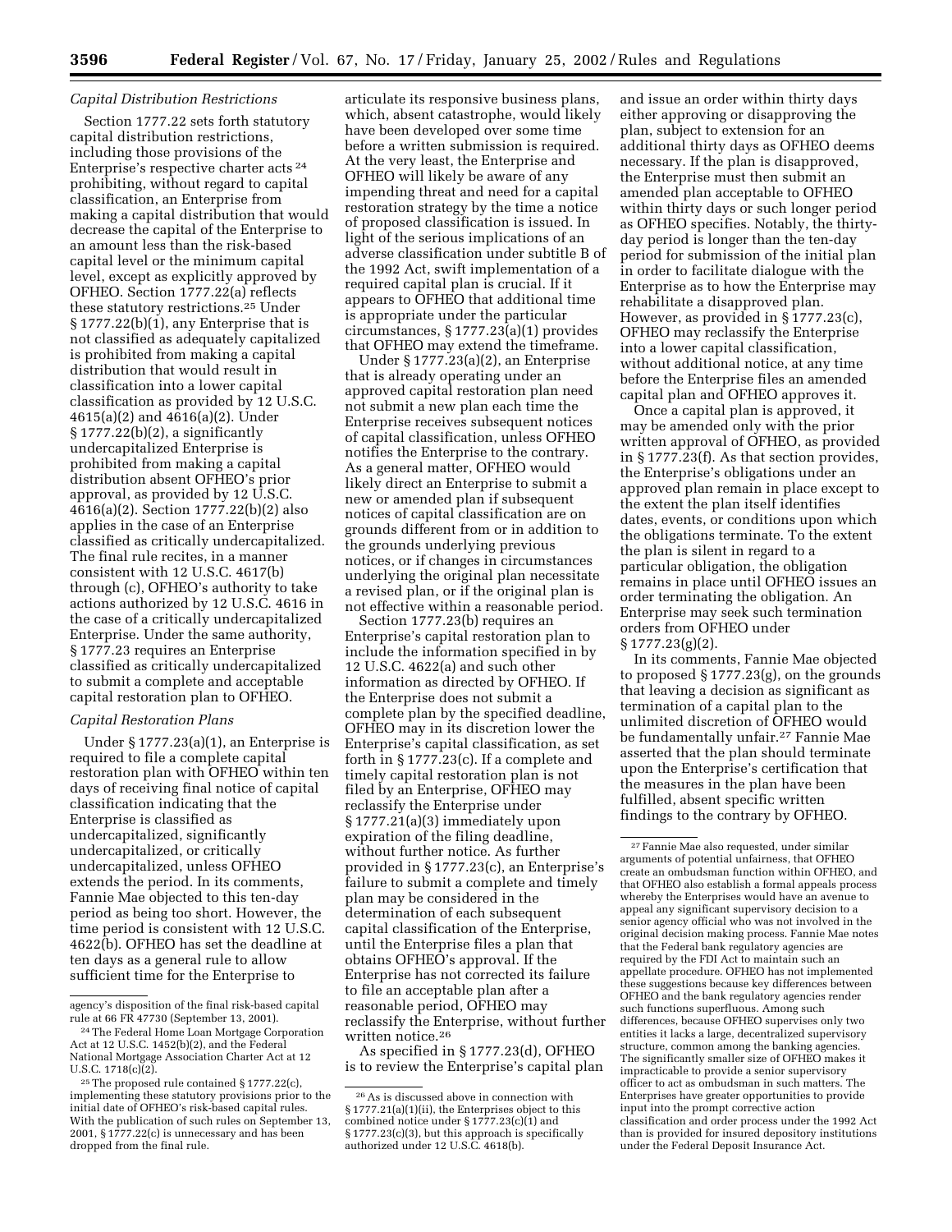agency's disposition of the final risk-based capital rule at 66 FR 47730 (September 13, 2001).

### *Capital Distribution Restrictions*

Section 1777.22 sets forth statutory capital distribution restrictions, including those provisions of the Enterprise's respective charter acts [24] prohibiting, without regard to capital classification, an Enterprise from making a capital distribution that would decrease the capital of the Enterprise to an amount less than the risk-based capital level or the minimum capital level, except as explicitly approved by OFHEO. Section 1777.22(a) reflects these statutory restrictions.[25] Under § 1777.22(b)(1), any Enterprise that is not classified as adequately capitalized is prohibited from making a capital distribution that would result in classification into a lower capital classification as provided by 12 U.S.C. 4615(a)(2) and 4616(a)(2). Under § 1777.22(b)(2), a significantly undercapitalized Enterprise is prohibited from making a capital distribution absent OFHEO's prior approval, as provided by 12 U.S.C. 4616(a)(2). Section 1777.22(b)(2) also applies in the case of an Enterprise classified as critically undercapitalized. The final rule recites, in a manner consistent with 12 U.S.C. 4617(b) through (c), OFHEO's authority to take actions authorized by 12 U.S.C. 4616 in the case of a critically undercapitalized Enterprise. Under the same authority, § 1777.23 requires an Enterprise classified as critically undercapitalized to submit a complete and acceptable capital restoration plan to OFHEO.

### *Capital Restoration Plans*

Under § 1777.23(a)(1), an Enterprise is required to file a complete capital restoration plan with OFHEO within ten days of receiving final notice of capital classification indicating that the Enterprise is classified as undercapitalized, significantly undercapitalized, or critically undercapitalized, unless OFHEO extends the period. In its comments, Fannie Mae objected to this ten-day period as being too short. However, the time period is consistent with 12 U.S.C. 4622(b). OFHEO has set the deadline at ten days as a general rule to allow sufficient time for the Enterprise to articulate its responsive business plans, which, absent catastrophe, would likely have been developed over some time before a written submission is required. At the very least, the Enterprise and OFHEO will likely be aware of any impending threat and need for a capital restoration strategy by the time a notice of proposed classification is issued. In light of the serious implications of an adverse classification under subtitle B of the 1992 Act, swift implementation of a required capital plan is crucial. If it appears to OFHEO that additional time is appropriate under the particular circumstances, § 1777.23(a)(1) provides that OFHEO may extend the timeframe.

Under § 1777.23(a)(2), an Enterprise that is already operating under an approved capital restoration plan need not submit a new plan each time the Enterprise receives subsequent notices of capital classification, unless OFHEO notifies the Enterprise to the contrary. As a general matter, OFHEO would likely direct an Enterprise to submit a new or amended plan if subsequent notices of capital classification are on grounds different from or in addition to the grounds underlying previous notices, or if changes in circumstances underlying the original plan necessitate a revised plan, or if the original plan is not effective within a reasonable period.

Section 1777.23(b) requires an Enterprise's capital restoration plan to include the information specified in by 12 U.S.C. 4622(a) and such other information as directed by OFHEO. If the Enterprise does not submit a complete plan by the specified deadline, OFHEO may in its discretion lower the Enterprise's capital classification, as set forth in § 1777.23(c). If a complete and timely capital restoration plan is not filed by an Enterprise, OFHEO may reclassify the Enterprise under § 1777.21(a)(3) immediately upon expiration of the filing deadline, without further notice. As further provided in § 1777.23(c), an Enterprise's failure to submit a complete and timely plan may be considered in the determination of each subsequent capital classification of the Enterprise, until the Enterprise files a plan that obtains OFHEO's approval. If the Enterprise has not corrected its failure to file an acceptable plan after a reasonable period, OFHEO may reclassify the Enterprise, without further written notice.[26]

As specified in § 1777.23(d), OFHEO is to review the Enterprise's capital plan and issue an order within thirty days either approving or disapproving the plan, subject to extension for an additional thirty days as OFHEO deems necessary. If the plan is disapproved, the Enterprise must then submit an amended plan acceptable to OFHEO within thirty days or such longer period as OFHEO specifies. Notably, the thirty-day period is longer than the ten-day period for submission of the initial plan in order to facilitate dialogue with the Enterprise as to how the Enterprise may rehabilitate a disapproved plan. However, as provided in § 1777.23(c), OFHEO may reclassify the Enterprise into a lower capital classification, without additional notice, at any time before the Enterprise files an amended capital plan and OFHEO approves it.

Once a capital plan is approved, it may be amended only with the prior written approval of OFHEO, as provided in § 1777.23(f). As that section provides, the Enterprise's obligations under an approved plan remain in place except to the extent the plan itself identifies dates, events, or conditions upon which the obligations terminate. To the extent the plan is silent in regard to a particular obligation, the obligation remains in place until OFHEO issues an order terminating the obligation. An Enterprise may seek such termination orders from OFHEO under § 1777.23(g)(2).

In its comments, Fannie Mae objected to proposed § 1777.23(g), on the grounds that leaving a decision as significant as termination of a capital plan to the unlimited discretion of OFHEO would be fundamentally unfair.[27] Fannie Mae asserted that the plan should terminate upon the Enterprise's certification that the measures in the plan have been fulfilled, absent specific written findings to the contrary by OFHEO.

---

[24] The Federal Home Loan Mortgage Corporation Act at 12 U.S.C. 1452(b)(2), and the Federal National Mortgage Association Charter Act at 12 U.S.C. 1718(c)(2).

[25] The proposed rule contained § 1777.22(c), implementing these statutory provisions prior to the initial date of OFHEO's risk-based capital rules. With the publication of such rules on September 13, 2001, § 1777.22(c) is unnecessary and has been dropped from the final rule.

[26] As is discussed above in connection with § 1777.21(a)(1)(ii), the Enterprises object to this combined notice under § 1777.23(c)(1) and § 1777.23(c)(3), but this approach is specifically authorized under 12 U.S.C. 4618(b).

[27] Fannie Mae also requested, under similar arguments of potential unfairness, that OFHEO create an ombudsman function within OFHEO, and that OFHEO also establish a formal appeals process whereby the Enterprises would have an avenue to appeal any significant supervisory decision to a senior agency official who was not involved in the original decision making process. Fannie Mae notes that the Federal bank regulatory agencies are required by the FDI Act to maintain such an appellate procedure. OFHEO has not implemented these suggestions because key differences between OFHEO and the bank regulatory agencies render such functions superfluous. Among such differences, because OFHEO supervises only two entities it lacks a large, decentralized supervisory structure, common among the banking agencies. The significantly smaller size of OFHEO makes it impracticable to provide a senior supervisory officer to act as ombudsman in such matters. The Enterprises have greater opportunities to provide input into the prompt corrective action classification and order process under the 1992 Act than is provided for insured depository institutions under the Federal Deposit Insurance Act.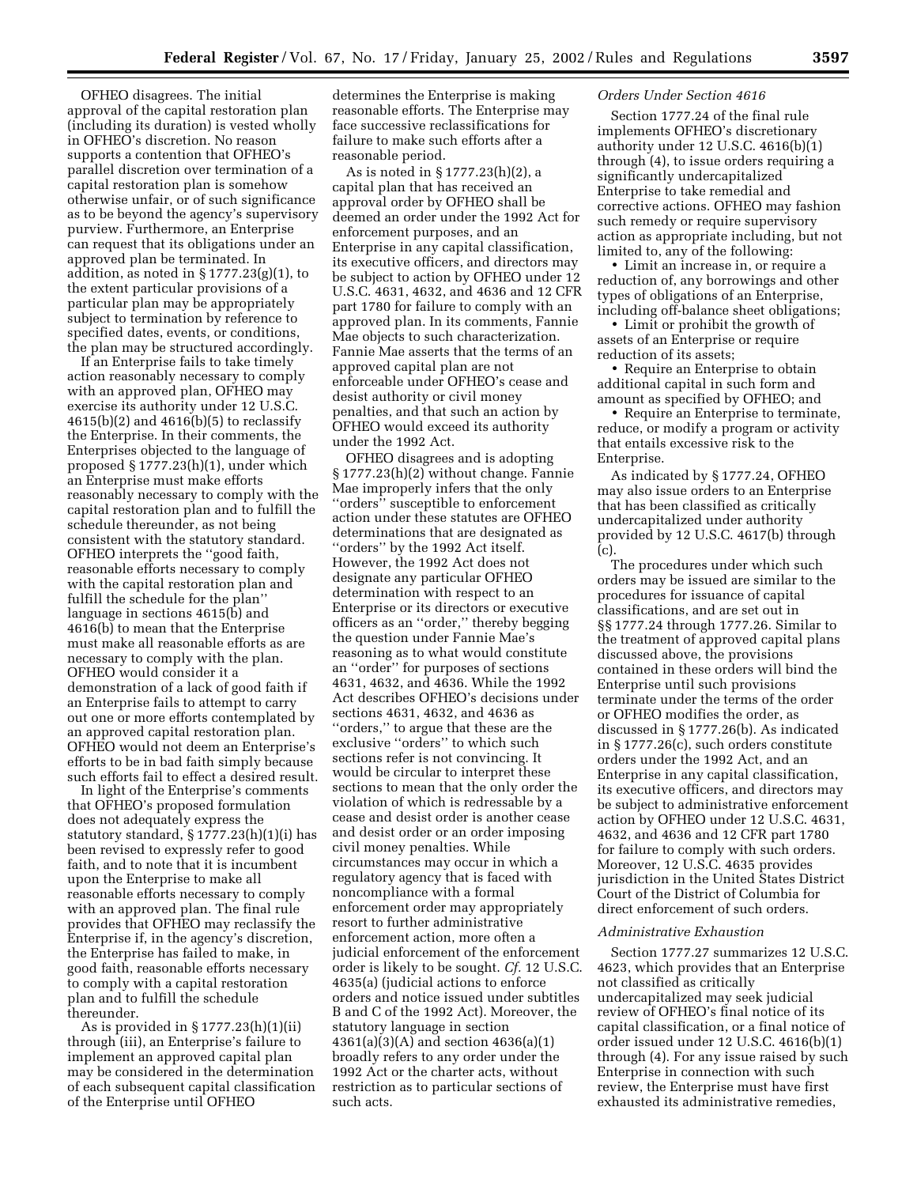OFHEO disagrees. The initial approval of the capital restoration plan (including its duration) is vested wholly in OFHEO's discretion. No reason supports a contention that OFHEO's parallel discretion over termination of a capital restoration plan is somehow otherwise unfair, or of such significance as to be beyond the agency's supervisory purview. Furthermore, an Enterprise can request that its obligations under an approved plan be terminated. In addition, as noted in § 1777.23(g)(1), to the extent particular provisions of a particular plan may be appropriately subject to termination by reference to specified dates, events, or conditions, the plan may be structured accordingly.

If an Enterprise fails to take timely action reasonably necessary to comply with an approved plan, OFHEO may exercise its authority under 12 U.S.C. 4615(b)(2) and 4616(b)(5) to reclassify the Enterprise. In their comments, the Enterprises objected to the language of proposed § 1777.23(h)(1), under which an Enterprise must make efforts reasonably necessary to comply with the capital restoration plan and to fulfill the schedule thereunder, as not being consistent with the statutory standard. OFHEO interprets the ''good faith, reasonable efforts necessary to comply with the capital restoration plan and fulfill the schedule for the plan'' language in sections 4615(b) and 4616(b) to mean that the Enterprise must make all reasonable efforts as are necessary to comply with the plan. OFHEO would consider it a demonstration of a lack of good faith if an Enterprise fails to attempt to carry out one or more efforts contemplated by an approved capital restoration plan. OFHEO would not deem an Enterprise's efforts to be in bad faith simply because such efforts fail to effect a desired result.

In light of the Enterprise's comments that OFHEO's proposed formulation does not adequately express the statutory standard, § 1777.23(h)(1)(i) has been revised to expressly refer to good faith, and to note that it is incumbent upon the Enterprise to make all reasonable efforts necessary to comply with an approved plan. The final rule provides that OFHEO may reclassify the Enterprise if, in the agency's discretion, the Enterprise has failed to make, in good faith, reasonable efforts necessary to comply with a capital restoration plan and to fulfill the schedule thereunder.

As is provided in § 1777.23(h)(1)(ii) through (iii), an Enterprise's failure to implement an approved capital plan may be considered in the determination of each subsequent capital classification of the Enterprise until OFHEO determines the Enterprise is making reasonable efforts. The Enterprise may face successive reclassifications for failure to make such efforts after a reasonable period.

As is noted in § 1777.23(h)(2), a capital plan that has received an approval order by OFHEO shall be deemed an order under the 1992 Act for enforcement purposes, and an Enterprise in any capital classification, its executive officers, and directors may be subject to action by OFHEO under 12 U.S.C. 4631, 4632, and 4636 and 12 CFR part 1780 for failure to comply with an approved plan. In its comments, Fannie Mae objects to such characterization. Fannie Mae asserts that the terms of an approved capital plan are not enforceable under OFHEO's cease and desist authority or civil money penalties, and that such an action by OFHEO would exceed its authority under the 1992 Act.

OFHEO disagrees and is adopting § 1777.23(h)(2) without change. Fannie Mae improperly infers that the only ''orders'' susceptible to enforcement action under these statutes are OFHEO determinations that are designated as ''orders'' by the 1992 Act itself. However, the 1992 Act does not designate any particular OFHEO determination with respect to an Enterprise or its directors or executive officers as an ''order,'' thereby begging the question under Fannie Mae's reasoning as to what would constitute an ''order'' for purposes of sections 4631, 4632, and 4636. While the 1992 Act describes OFHEO's decisions under sections 4631, 4632, and 4636 as ''orders,'' to argue that these are the exclusive ''orders'' to which such sections refer is not convincing. It would be circular to interpret these sections to mean that the only order the violation of which is redressable by a cease and desist order is another cease and desist order or an order imposing civil money penalties. While circumstances may occur in which a regulatory agency that is faced with noncompliance with a formal enforcement order may appropriately resort to further administrative enforcement action, more often a judicial enforcement of the enforcement order is likely to be sought. *Cf.* 12 U.S.C. 4635(a) (judicial actions to enforce orders and notice issued under subtitles B and C of the 1992 Act). Moreover, the statutory language in section 4361(a)(3)(A) and section 4636(a)(1) broadly refers to any order under the 1992 Act or the charter acts, without restriction as to particular sections of such acts.

*Orders Under Section 4616*

Section 1777.24 of the final rule implements OFHEO's discretionary authority under 12 U.S.C. 4616(b)(1) through (4), to issue orders requiring a significantly undercapitalized Enterprise to take remedial and corrective actions. OFHEO may fashion such remedy or require supervisory action as appropriate including, but not limited to, any of the following:

- Limit an increase in, or require a reduction of, any borrowings and other types of obligations of an Enterprise, including off-balance sheet obligations;
- Limit or prohibit the growth of assets of an Enterprise or require reduction of its assets;
- Require an Enterprise to obtain additional capital in such form and amount as specified by OFHEO; and
- Require an Enterprise to terminate, reduce, or modify a program or activity that entails excessive risk to the Enterprise.

As indicated by § 1777.24, OFHEO may also issue orders to an Enterprise that has been classified as critically undercapitalized under authority provided by 12 U.S.C. 4617(b) through (c).

The procedures under which such orders may be issued are similar to the procedures for issuance of capital classifications, and are set out in §§ 1777.24 through 1777.26. Similar to the treatment of approved capital plans discussed above, the provisions contained in these orders will bind the Enterprise until such provisions terminate under the terms of the order or OFHEO modifies the order, as discussed in § 1777.26(b). As indicated in § 1777.26(c), such orders constitute orders under the 1992 Act, and an Enterprise in any capital classification, its executive officers, and directors may be subject to administrative enforcement action by OFHEO under 12 U.S.C. 4631, 4632, and 4636 and 12 CFR part 1780 for failure to comply with such orders. Moreover, 12 U.S.C. 4635 provides jurisdiction in the United States District Court of the District of Columbia for direct enforcement of such orders.

*Administrative Exhaustion*

Section 1777.27 summarizes 12 U.S.C. 4623, which provides that an Enterprise not classified as critically undercapitalized may seek judicial review of OFHEO's final notice of its capital classification, or a final notice of order issued under 12 U.S.C. 4616(b)(1) through (4). For any issue raised by such Enterprise in connection with such review, the Enterprise must have first exhausted its administrative remedies,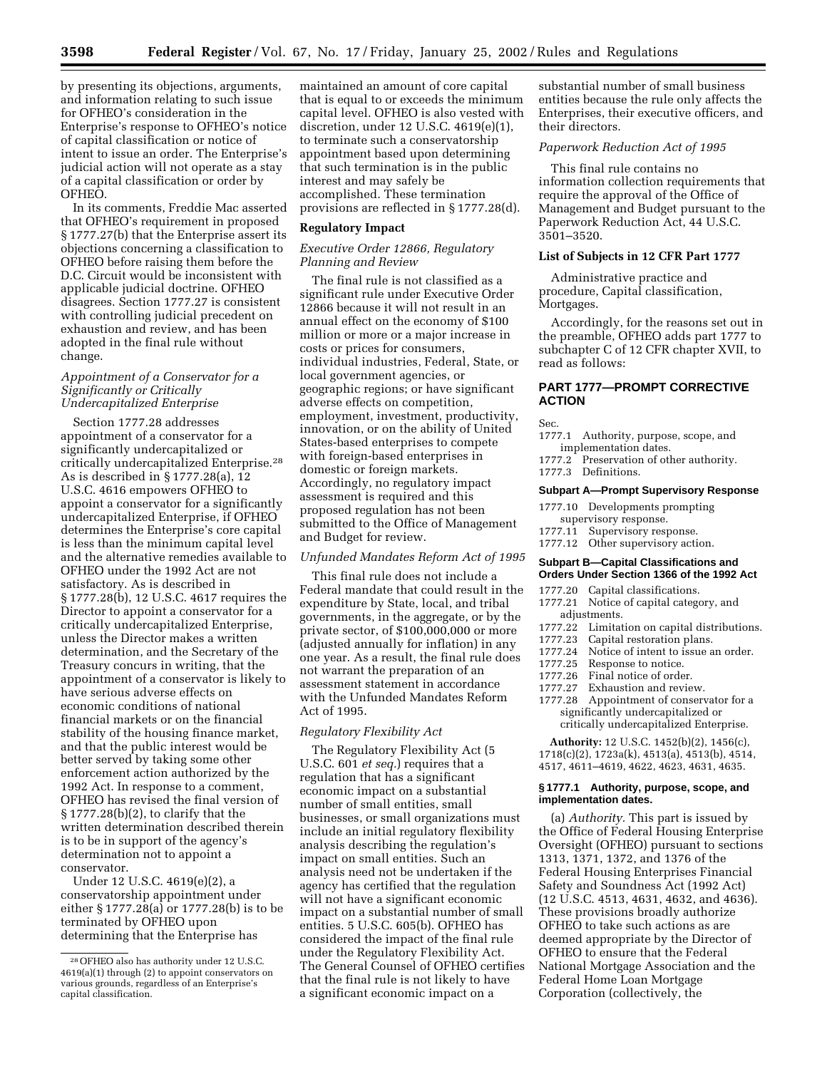by presenting its objections, arguments, and information relating to such issue for OFHEO's consideration in the Enterprise's response to OFHEO's notice of capital classification or notice of intent to issue an order. The Enterprise's judicial action will not operate as a stay of a capital classification or order by OFHEO.

In its comments, Freddie Mac asserted that OFHEO's requirement in proposed § 1777.27(b) that the Enterprise assert its objections concerning a classification to OFHEO before raising them before the D.C. Circuit would be inconsistent with applicable judicial doctrine. OFHEO disagrees. Section 1777.27 is consistent with controlling judicial precedent on exhaustion and review, and has been adopted in the final rule without change.

*Appointment of a Conservator for a Significantly or Critically Undercapitalized Enterprise*

Section 1777.28 addresses appointment of a conservator for a significantly undercapitalized or critically undercapitalized Enterprise.[28] As is described in § 1777.28(a), 12 U.S.C. 4616 empowers OFHEO to appoint a conservator for a significantly undercapitalized Enterprise, if OFHEO determines the Enterprise's core capital is less than the minimum capital level and the alternative remedies available to OFHEO under the 1992 Act are not satisfactory. As is described in § 1777.28(b), 12 U.S.C. 4617 requires the Director to appoint a conservator for a critically undercapitalized Enterprise, unless the Director makes a written determination, and the Secretary of the Treasury concurs in writing, that the appointment of a conservator is likely to have serious adverse effects on economic conditions of national financial markets or on the financial stability of the housing finance market, and that the public interest would be better served by taking some other enforcement action authorized by the 1992 Act. In response to a comment, OFHEO has revised the final version of § 1777.28(b)(2), to clarify that the written determination described therein is to be in support of the agency's determination not to appoint a conservator.

Under 12 U.S.C. 4619(e)(2), a conservatorship appointment under either § 1777.28(a) or 1777.28(b) is to be terminated by OFHEO upon determining that the Enterprise has maintained an amount of core capital that is equal to or exceeds the minimum capital level. OFHEO is also vested with discretion, under 12 U.S.C. 4619(e)(1), to terminate such a conservatorship appointment based upon determining that such termination is in the public interest and may safely be accomplished. These termination provisions are reflected in § 1777.28(d).

[28] OFHEO also has authority under 12 U.S.C. 4619(a)(1) through (2) to appoint conservators on various grounds, regardless of an Enterprise's capital classification.

**Regulatory Impact**

*Executive Order 12866, Regulatory Planning and Review*

The final rule is not classified as a significant rule under Executive Order 12866 because it will not result in an annual effect on the economy of $100 million or more or a major increase in costs or prices for consumers, individual industries, Federal, State, or local government agencies, or geographic regions; or have significant adverse effects on competition, employment, investment, productivity, innovation, or on the ability of United States-based enterprises to compete with foreign-based enterprises in domestic or foreign markets. Accordingly, no regulatory impact assessment is required and this proposed regulation has not been submitted to the Office of Management and Budget for review.

*Unfunded Mandates Reform Act of 1995*

This final rule does not include a Federal mandate that could result in the expenditure by State, local, and tribal governments, in the aggregate, or by the private sector, of $100,000,000 or more (adjusted annually for inflation) in any one year. As a result, the final rule does not warrant the preparation of an assessment statement in accordance with the Unfunded Mandates Reform Act of 1995.

*Regulatory Flexibility Act*

The Regulatory Flexibility Act (5 U.S.C. 601 *et seq.*) requires that a regulation that has a significant economic impact on a substantial number of small entities, small businesses, or small organizations must include an initial regulatory flexibility analysis describing the regulation's impact on small entities. Such an analysis need not be undertaken if the agency has certified that the regulation will not have a significant economic impact on a substantial number of small entities. 5 U.S.C. 605(b). OFHEO has considered the impact of the final rule under the Regulatory Flexibility Act. The General Counsel of OFHEO certifies that the final rule is not likely to have a significant economic impact on a substantial number of small business entities because the rule only affects the Enterprises, their executive officers, and their directors.

*Paperwork Reduction Act of 1995*

This final rule contains no information collection requirements that require the approval of the Office of Management and Budget pursuant to the Paperwork Reduction Act, 44 U.S.C. 3501–3520.

**List of Subjects in 12 CFR Part 1777**

Administrative practice and procedure, Capital classification, Mortgages.

Accordingly, for the reasons set out in the preamble, OFHEO adds part 1777 to subchapter C of 12 CFR chapter XVII, to read as follows:

## PART 1777—PROMPT CORRECTIVE ACTION

Sec.
1777.1 Authority, purpose, scope, and implementation dates.
1777.2 Preservation of other authority.
1777.3 Definitions.

**Subpart A—Prompt Supervisory Response**

1777.10 Developments prompting supervisory response.
1777.11 Supervisory response.
1777.12 Other supervisory action.

**Subpart B—Capital Classifications and Orders Under Section 1366 of the 1992 Act**

1777.20 Capital classifications.
1777.21 Notice of capital category, and adjustments.
1777.22 Limitation on capital distributions.
1777.23 Capital restoration plans.
1777.24 Notice of intent to issue an order.
1777.25 Response to notice.
1777.26 Final notice of order.
1777.27 Exhaustion and review.
1777.28 Appointment of conservator for a significantly undercapitalized or critically undercapitalized Enterprise.

**Authority:** 12 U.S.C. 1452(b)(2), 1456(c), 1718(c)(2), 1723a(k), 4513(a), 4513(b), 4514, 4517, 4611–4619, 4622, 4623, 4631, 4635.

### § 1777.1 Authority, purpose, scope, and implementation dates.

(a) *Authority.* This part is issued by the Office of Federal Housing Enterprise Oversight (OFHEO) pursuant to sections 1313, 1371, 1372, and 1376 of the Federal Housing Enterprises Financial Safety and Soundness Act (1992 Act) (12 U.S.C. 4513, 4631, 4632, and 4636). These provisions broadly authorize OFHEO to take such actions as are deemed appropriate by the Director of OFHEO to ensure that the Federal National Mortgage Association and the Federal Home Loan Mortgage Corporation (collectively, the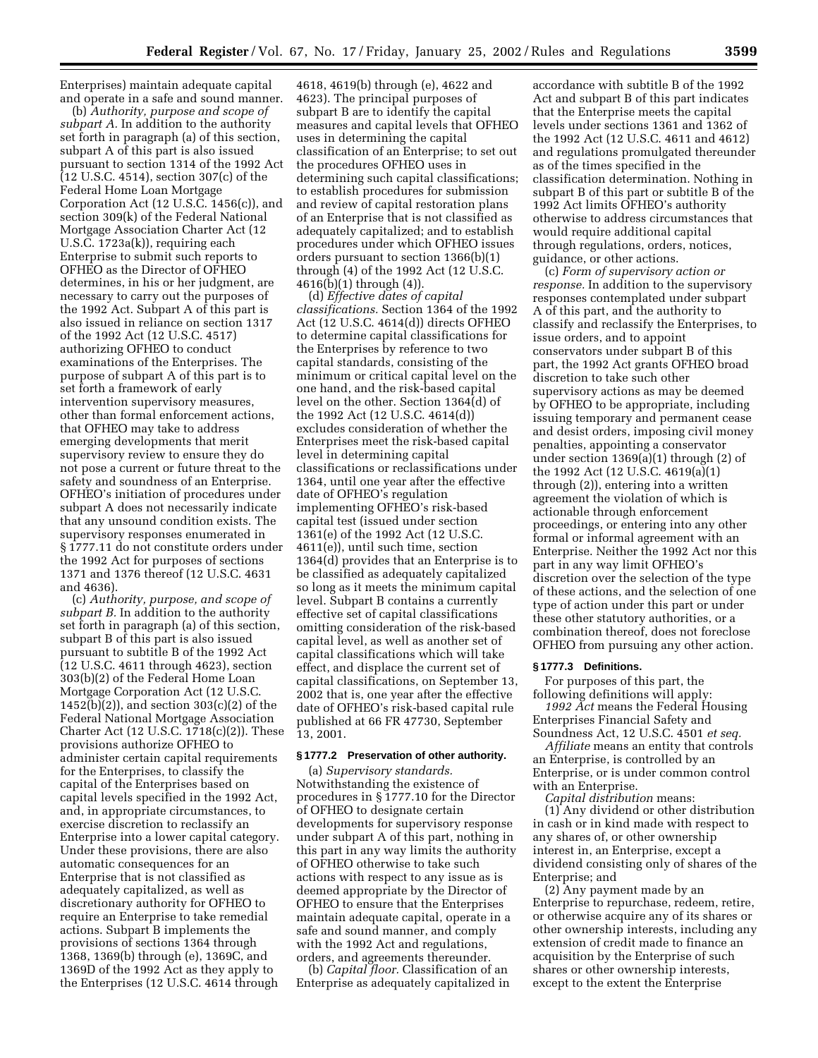Enterprises) maintain adequate capital and operate in a safe and sound manner.

(b) *Authority, purpose and scope of subpart A.* In addition to the authority set forth in paragraph (a) of this section, subpart A of this part is also issued pursuant to section 1314 of the 1992 Act (12 U.S.C. 4514), section 307(c) of the Federal Home Loan Mortgage Corporation Act (12 U.S.C. 1456(c)), and section 309(k) of the Federal National Mortgage Association Charter Act (12 U.S.C. 1723a(k)), requiring each Enterprise to submit such reports to OFHEO as the Director of OFHEO determines, in his or her judgment, are necessary to carry out the purposes of the 1992 Act. Subpart A of this part is also issued in reliance on section 1317 of the 1992 Act (12 U.S.C. 4517) authorizing OFHEO to conduct examinations of the Enterprises. The purpose of subpart A of this part is to set forth a framework of early intervention supervisory measures, other than formal enforcement actions, that OFHEO may take to address emerging developments that merit supervisory review to ensure they do not pose a current or future threat to the safety and soundness of an Enterprise. OFHEO's initiation of procedures under subpart A does not necessarily indicate that any unsound condition exists. The supervisory responses enumerated in § 1777.11 do not constitute orders under the 1992 Act for purposes of sections 1371 and 1376 thereof (12 U.S.C. 4631 and 4636).

(c) *Authority, purpose, and scope of subpart B.* In addition to the authority set forth in paragraph (a) of this section, subpart B of this part is also issued pursuant to subtitle B of the 1992 Act (12 U.S.C. 4611 through 4623), section 303(b)(2) of the Federal Home Loan Mortgage Corporation Act (12 U.S.C. 1452(b)(2)), and section 303(c)(2) of the Federal National Mortgage Association Charter Act (12 U.S.C. 1718(c)(2)). These provisions authorize OFHEO to administer certain capital requirements for the Enterprises, to classify the capital of the Enterprises based on capital levels specified in the 1992 Act, and, in appropriate circumstances, to exercise discretion to reclassify an Enterprise into a lower capital category. Under these provisions, there are also automatic consequences for an Enterprise that is not classified as adequately capitalized, as well as discretionary authority for OFHEO to require an Enterprise to take remedial actions. Subpart B implements the provisions of sections 1364 through 1368, 1369(b) through (e), 1369C, and 1369D of the 1992 Act as they apply to the Enterprises (12 U.S.C. 4614 through 4618, 4619(b) through (e), 4622 and 4623). The principal purposes of subpart B are to identify the capital measures and capital levels that OFHEO uses in determining the capital classification of an Enterprise; to set out the procedures OFHEO uses in determining such capital classifications; to establish procedures for submission and review of capital restoration plans of an Enterprise that is not classified as adequately capitalized; and to establish procedures under which OFHEO issues orders pursuant to section 1366(b)(1) through (4) of the 1992 Act (12 U.S.C. 4616(b)(1) through (4)).

(d) *Effective dates of capital classifications.* Section 1364 of the 1992 Act (12 U.S.C. 4614(d)) directs OFHEO to determine capital classifications for the Enterprises by reference to two capital standards, consisting of the minimum or critical capital level on the one hand, and the risk-based capital level on the other. Section 1364(d) of the 1992 Act (12 U.S.C. 4614(d)) excludes consideration of whether the Enterprises meet the risk-based capital level in determining capital classifications or reclassifications under 1364, until one year after the effective date of OFHEO's regulation implementing OFHEO's risk-based capital test (issued under section 1361(e) of the 1992 Act (12 U.S.C. 4611(e)), until such time, section 1364(d) provides that an Enterprise is to be classified as adequately capitalized so long as it meets the minimum capital level. Subpart B contains a currently effective set of capital classifications omitting consideration of the risk-based capital level, as well as another set of capital classifications which will take effect, and displace the current set of capital classifications, on September 13, 2002 that is, one year after the effective date of OFHEO's risk-based capital rule published at 66 FR 47730, September 13, 2001.

### § 1777.2 Preservation of other authority.

(a) *Supervisory standards.* Notwithstanding the existence of procedures in § 1777.10 for the Director of OFHEO to designate certain developments for supervisory response under subpart A of this part, nothing in this part in any way limits the authority of OFHEO otherwise to take such actions with respect to any issue as is deemed appropriate by the Director of OFHEO to ensure that the Enterprises maintain adequate capital, operate in a safe and sound manner, and comply with the 1992 Act and regulations, orders, and agreements thereunder.

(b) *Capital floor.* Classification of an Enterprise as adequately capitalized in accordance with subtitle B of the 1992 Act and subpart B of this part indicates that the Enterprise meets the capital levels under sections 1361 and 1362 of the 1992 Act (12 U.S.C. 4611 and 4612) and regulations promulgated thereunder as of the times specified in the classification determination. Nothing in subpart B of this part or subtitle B of the 1992 Act limits OFHEO's authority otherwise to address circumstances that would require additional capital through regulations, orders, notices, guidance, or other actions.

(c) *Form of supervisory action or response.* In addition to the supervisory responses contemplated under subpart A of this part, and the authority to classify and reclassify the Enterprises, to issue orders, and to appoint conservators under subpart B of this part, the 1992 Act grants OFHEO broad discretion to take such other supervisory actions as may be deemed by OFHEO to be appropriate, including issuing temporary and permanent cease and desist orders, imposing civil money penalties, appointing a conservator under section 1369(a)(1) through (2) of the 1992 Act (12 U.S.C. 4619(a)(1) through (2)), entering into a written agreement the violation of which is actionable through enforcement proceedings, or entering into any other formal or informal agreement with an Enterprise. Neither the 1992 Act nor this part in any way limit OFHEO's discretion over the selection of the type of these actions, and the selection of one type of action under this part or under these other statutory authorities, or a combination thereof, does not foreclose OFHEO from pursuing any other action.

### § 1777.3 Definitions.

For purposes of this part, the following definitions will apply:

*1992 Act* means the Federal Housing Enterprises Financial Safety and Soundness Act, 12 U.S.C. 4501 *et seq.*

*Affiliate* means an entity that controls an Enterprise, is controlled by an Enterprise, or is under common control with an Enterprise.

*Capital distribution* means:

(1) Any dividend or other distribution in cash or in kind made with respect to any shares of, or other ownership interest in, an Enterprise, except a dividend consisting only of shares of the Enterprise; and

(2) Any payment made by an Enterprise to repurchase, redeem, retire, or otherwise acquire any of its shares or other ownership interests, including any extension of credit made to finance an acquisition by the Enterprise of such shares or other ownership interests, except to the extent the Enterprise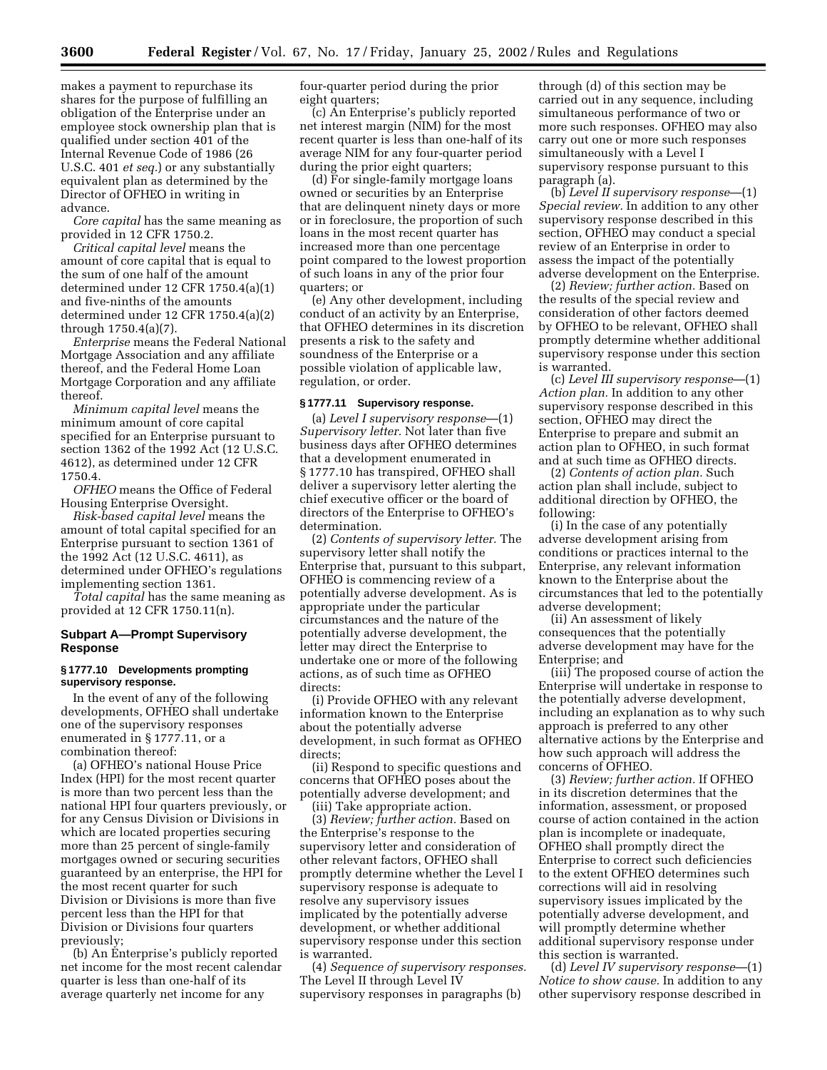makes a payment to repurchase its shares for the purpose of fulfilling an obligation of the Enterprise under an employee stock ownership plan that is qualified under section 401 of the Internal Revenue Code of 1986 (26 U.S.C. 401 *et seq.*) or any substantially equivalent plan as determined by the Director of OFHEO in writing in advance.

*Core capital* has the same meaning as provided in 12 CFR 1750.2.

*Critical capital level* means the amount of core capital that is equal to the sum of one half of the amount determined under 12 CFR 1750.4(a)(1) and five-ninths of the amounts determined under 12 CFR 1750.4(a)(2) through 1750.4(a)(7).

*Enterprise* means the Federal National Mortgage Association and any affiliate thereof, and the Federal Home Loan Mortgage Corporation and any affiliate thereof.

*Minimum capital level* means the minimum amount of core capital specified for an Enterprise pursuant to section 1362 of the 1992 Act (12 U.S.C. 4612), as determined under 12 CFR 1750.4.

*OFHEO* means the Office of Federal Housing Enterprise Oversight.

*Risk-based capital level* means the amount of total capital specified for an Enterprise pursuant to section 1361 of the 1992 Act (12 U.S.C. 4611), as determined under OFHEO's regulations implementing section 1361.

*Total capital* has the same meaning as provided at 12 CFR 1750.11(n).

## Subpart A—Prompt Supervisory Response

### § 1777.10 Developments prompting supervisory response.

In the event of any of the following developments, OFHEO shall undertake one of the supervisory responses enumerated in § 1777.11, or a combination thereof:

(a) OFHEO's national House Price Index (HPI) for the most recent quarter is more than two percent less than the national HPI four quarters previously, or for any Census Division or Divisions in which are located properties securing more than 25 percent of single-family mortgages owned or securing securities guaranteed by an enterprise, the HPI for the most recent quarter for such Division or Divisions is more than five percent less than the HPI for that Division or Divisions four quarters previously;

(b) An Enterprise's publicly reported net income for the most recent calendar quarter is less than one-half of its average quarterly net income for any four-quarter period during the prior eight quarters;

(c) An Enterprise's publicly reported net interest margin (NIM) for the most recent quarter is less than one-half of its average NIM for any four-quarter period during the prior eight quarters;

(d) For single-family mortgage loans owned or securities by an Enterprise that are delinquent ninety days or more or in foreclosure, the proportion of such loans in the most recent quarter has increased more than one percentage point compared to the lowest proportion of such loans in any of the prior four quarters; or

(e) Any other development, including conduct of an activity by an Enterprise, that OFHEO determines in its discretion presents a risk to the safety and soundness of the Enterprise or a possible violation of applicable law, regulation, or order.

### § 1777.11 Supervisory response.

(a) *Level I supervisory response*—(1) *Supervisory letter.* Not later than five business days after OFHEO determines that a development enumerated in § 1777.10 has transpired, OFHEO shall deliver a supervisory letter alerting the chief executive officer or the board of directors of the Enterprise to OFHEO's determination.

(2) *Contents of supervisory letter.* The supervisory letter shall notify the Enterprise that, pursuant to this subpart, OFHEO is commencing review of a potentially adverse development. As is appropriate under the particular circumstances and the nature of the potentially adverse development, the letter may direct the Enterprise to undertake one or more of the following actions, as of such time as OFHEO directs:

(i) Provide OFHEO with any relevant information known to the Enterprise about the potentially adverse development, in such format as OFHEO directs;

(ii) Respond to specific questions and concerns that OFHEO poses about the potentially adverse development; and

(iii) Take appropriate action.

(3) *Review; further action.* Based on the Enterprise's response to the supervisory letter and consideration of other relevant factors, OFHEO shall promptly determine whether the Level I supervisory response is adequate to resolve any supervisory issues implicated by the potentially adverse development, or whether additional supervisory response under this section is warranted.

(4) *Sequence of supervisory responses.* The Level II through Level IV supervisory responses in paragraphs (b) through (d) of this section may be carried out in any sequence, including simultaneous performance of two or more such responses. OFHEO may also carry out one or more such responses simultaneously with a Level I supervisory response pursuant to this paragraph (a).

(b) *Level II supervisory response*—(1) *Special review.* In addition to any other supervisory response described in this section, OFHEO may conduct a special review of an Enterprise in order to assess the impact of the potentially adverse development on the Enterprise.

(2) *Review; further action.* Based on the results of the special review and consideration of other factors deemed by OFHEO to be relevant, OFHEO shall promptly determine whether additional supervisory response under this section is warranted.

(c) *Level III supervisory response*—(1) *Action plan.* In addition to any other supervisory response described in this section, OFHEO may direct the Enterprise to prepare and submit an action plan to OFHEO, in such format and at such time as OFHEO directs.

(2) *Contents of action plan.* Such action plan shall include, subject to additional direction by OFHEO, the following:

(i) In the case of any potentially adverse development arising from conditions or practices internal to the Enterprise, any relevant information known to the Enterprise about the circumstances that led to the potentially adverse development;

(ii) An assessment of likely consequences that the potentially adverse development may have for the Enterprise; and

(iii) The proposed course of action the Enterprise will undertake in response to the potentially adverse development, including an explanation as to why such approach is preferred to any other alternative actions by the Enterprise and how such approach will address the concerns of OFHEO.

(3) *Review; further action.* If OFHEO in its discretion determines that the information, assessment, or proposed course of action contained in the action plan is incomplete or inadequate, OFHEO shall promptly direct the Enterprise to correct such deficiencies to the extent OFHEO determines such corrections will aid in resolving supervisory issues implicated by the potentially adverse development, and will promptly determine whether additional supervisory response under this section is warranted.

(d) *Level IV supervisory response*—(1) *Notice to show cause.* In addition to any other supervisory response described in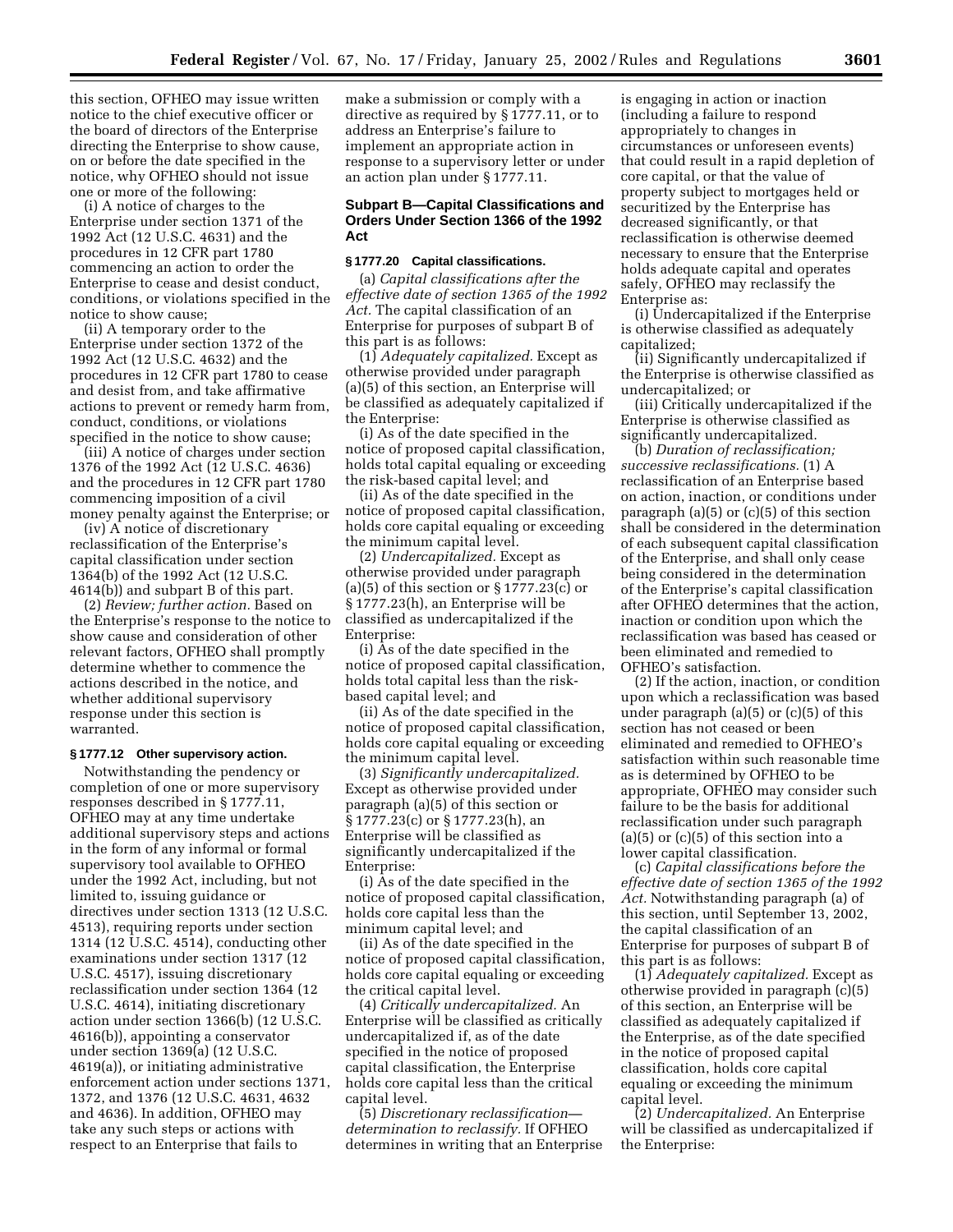this section, OFHEO may issue written notice to the chief executive officer or the board of directors of the Enterprise directing the Enterprise to show cause, on or before the date specified in the notice, why OFHEO should not issue one or more of the following:

(i) A notice of charges to the Enterprise under section 1371 of the 1992 Act (12 U.S.C. 4631) and the procedures in 12 CFR part 1780 commencing an action to order the Enterprise to cease and desist conduct, conditions, or violations specified in the notice to show cause;

(ii) A temporary order to the Enterprise under section 1372 of the 1992 Act (12 U.S.C. 4632) and the procedures in 12 CFR part 1780 to cease and desist from, and take affirmative actions to prevent or remedy harm from, conduct, conditions, or violations specified in the notice to show cause;

(iii) A notice of charges under section 1376 of the 1992 Act (12 U.S.C. 4636) and the procedures in 12 CFR part 1780 commencing imposition of a civil money penalty against the Enterprise; or

(iv) A notice of discretionary reclassification of the Enterprise's capital classification under section 1364(b) of the 1992 Act (12 U.S.C. 4614(b)) and subpart B of this part.

(2) *Review; further action.* Based on the Enterprise's response to the notice to show cause and consideration of other relevant factors, OFHEO shall promptly determine whether to commence the actions described in the notice, and whether additional supervisory response under this section is warranted.

**§ 1777.12 Other supervisory action.**

Notwithstanding the pendency or completion of one or more supervisory responses described in § 1777.11, OFHEO may at any time undertake additional supervisory steps and actions in the form of any informal or formal supervisory tool available to OFHEO under the 1992 Act, including, but not limited to, issuing guidance or directives under section 1313 (12 U.S.C. 4513), requiring reports under section 1314 (12 U.S.C. 4514), conducting other examinations under section 1317 (12 U.S.C. 4517), issuing discretionary reclassification under section 1364 (12 U.S.C. 4614), initiating discretionary action under section 1366(b) (12 U.S.C. 4616(b)), appointing a conservator under section 1369(a) (12 U.S.C. 4619(a)), or initiating administrative enforcement action under sections 1371, 1372, and 1376 (12 U.S.C. 4631, 4632 and 4636). In addition, OFHEO may take any such steps or actions with respect to an Enterprise that fails to make a submission or comply with a directive as required by § 1777.11, or to address an Enterprise's failure to implement an appropriate action in response to a supervisory letter or under an action plan under § 1777.11.

## Subpart B—Capital Classifications and Orders Under Section 1366 of the 1992 Act

**§ 1777.20 Capital classifications.**

(a) *Capital classifications after the effective date of section 1365 of the 1992 Act.* The capital classification of an Enterprise for purposes of subpart B of this part is as follows:

(1) *Adequately capitalized.* Except as otherwise provided under paragraph (a)(5) of this section, an Enterprise will be classified as adequately capitalized if the Enterprise:

(i) As of the date specified in the notice of proposed capital classification, holds total capital equaling or exceeding the risk-based capital level; and

(ii) As of the date specified in the notice of proposed capital classification, holds core capital equaling or exceeding the minimum capital level.

(2) *Undercapitalized.* Except as otherwise provided under paragraph (a)(5) of this section or § 1777.23(c) or § 1777.23(h), an Enterprise will be classified as undercapitalized if the Enterprise:

(i) As of the date specified in the notice of proposed capital classification, holds total capital less than the risk-based capital level; and

(ii) As of the date specified in the notice of proposed capital classification, holds core capital equaling or exceeding the minimum capital level.

(3) *Significantly undercapitalized.* Except as otherwise provided under paragraph (a)(5) of this section or § 1777.23(c) or § 1777.23(h), an Enterprise will be classified as significantly undercapitalized if the Enterprise:

(i) As of the date specified in the notice of proposed capital classification, holds core capital less than the minimum capital level; and

(ii) As of the date specified in the notice of proposed capital classification, holds core capital equaling or exceeding the critical capital level.

(4) *Critically undercapitalized.* An Enterprise will be classified as critically undercapitalized if, as of the date specified in the notice of proposed capital classification, the Enterprise holds core capital less than the critical capital level.

(5) *Discretionary reclassification—determination to reclassify.* If OFHEO determines in writing that an Enterprise is engaging in action or inaction (including a failure to respond appropriately to changes in circumstances or unforeseen events) that could result in a rapid depletion of core capital, or that the value of property subject to mortgages held or securitized by the Enterprise has decreased significantly, or that reclassification is otherwise deemed necessary to ensure that the Enterprise holds adequate capital and operates safely, OFHEO may reclassify the Enterprise as:

(i) Undercapitalized if the Enterprise is otherwise classified as adequately capitalized;

(ii) Significantly undercapitalized if the Enterprise is otherwise classified as undercapitalized; or

(iii) Critically undercapitalized if the Enterprise is otherwise classified as significantly undercapitalized.

(b) *Duration of reclassification; successive reclassifications.* (1) A reclassification of an Enterprise based on action, inaction, or conditions under paragraph (a)(5) or (c)(5) of this section shall be considered in the determination of each subsequent capital classification of the Enterprise, and shall only cease being considered in the determination of the Enterprise's capital classification after OFHEO determines that the action, inaction or condition upon which the reclassification was based has ceased or been eliminated and remedied to OFHEO's satisfaction.

(2) If the action, inaction, or condition upon which a reclassification was based under paragraph (a)(5) or (c)(5) of this section has not ceased or been eliminated and remedied to OFHEO's satisfaction within such reasonable time as is determined by OFHEO to be appropriate, OFHEO may consider such failure to be the basis for additional reclassification under such paragraph (a)(5) or (c)(5) of this section into a lower capital classification.

(c) *Capital classifications before the effective date of section 1365 of the 1992 Act.* Notwithstanding paragraph (a) of this section, until September 13, 2002, the capital classification of an Enterprise for purposes of subpart B of this part is as follows:

(1) *Adequately capitalized.* Except as otherwise provided in paragraph (c)(5) of this section, an Enterprise will be classified as adequately capitalized if the Enterprise, as of the date specified in the notice of proposed capital classification, holds core capital equaling or exceeding the minimum capital level.

(2) *Undercapitalized.* An Enterprise will be classified as undercapitalized if the Enterprise: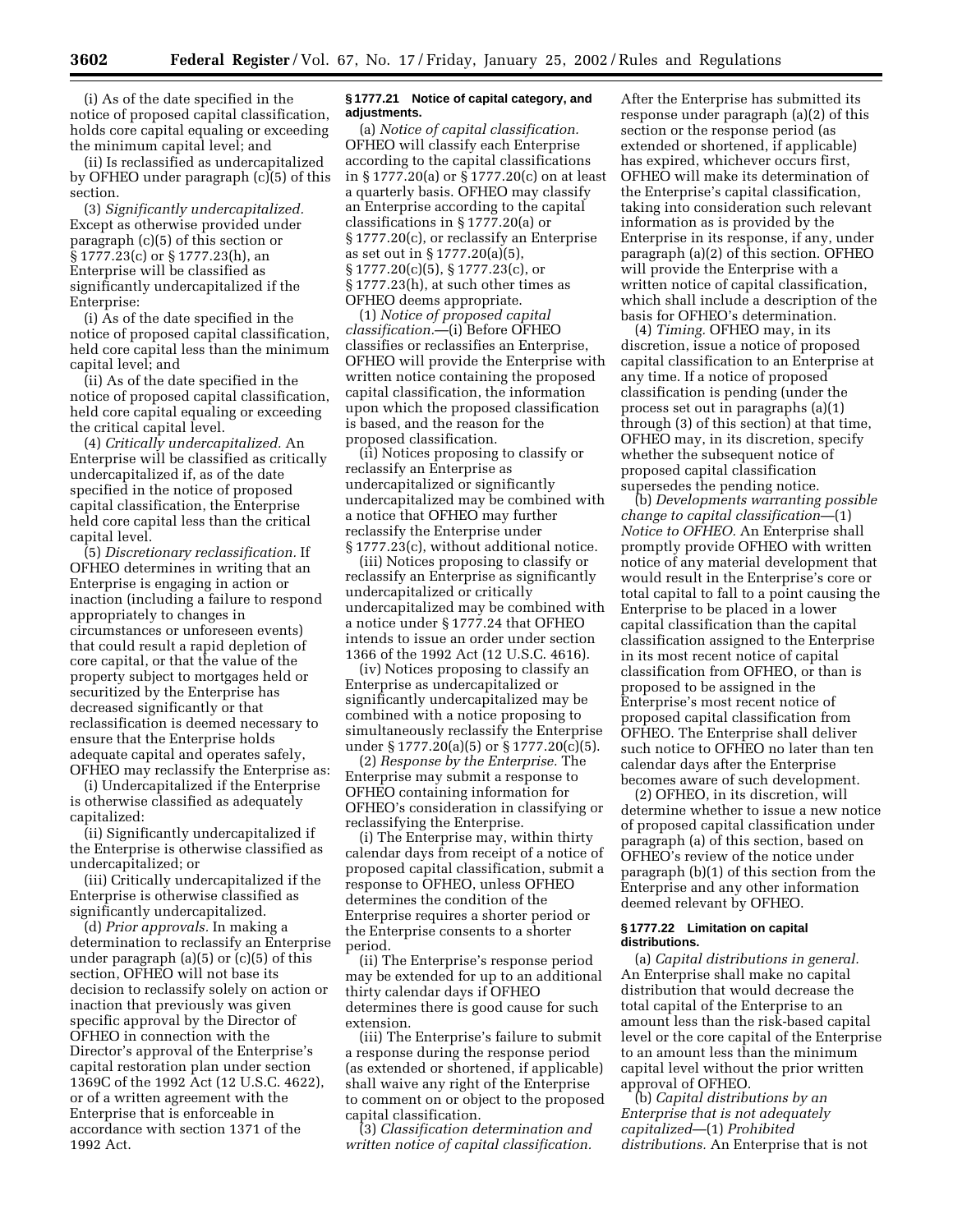(i) As of the date specified in the notice of proposed capital classification, holds core capital equaling or exceeding the minimum capital level; and

(ii) Is reclassified as undercapitalized by OFHEO under paragraph (c)(5) of this section.

(3) *Significantly undercapitalized.* Except as otherwise provided under paragraph (c)(5) of this section or § 1777.23(c) or § 1777.23(h), an Enterprise will be classified as significantly undercapitalized if the Enterprise:

(i) As of the date specified in the notice of proposed capital classification, held core capital less than the minimum capital level; and

(ii) As of the date specified in the notice of proposed capital classification, held core capital equaling or exceeding the critical capital level.

(4) *Critically undercapitalized.* An Enterprise will be classified as critically undercapitalized if, as of the date specified in the notice of proposed capital classification, the Enterprise held core capital less than the critical capital level.

(5) *Discretionary reclassification.* If OFHEO determines in writing that an Enterprise is engaging in action or inaction (including a failure to respond appropriately to changes in circumstances or unforeseen events) that could result a rapid depletion of core capital, or that the value of the property subject to mortgages held or securitized by the Enterprise has decreased significantly or that reclassification is deemed necessary to ensure that the Enterprise holds adequate capital and operates safely, OFHEO may reclassify the Enterprise as:

(i) Undercapitalized if the Enterprise is otherwise classified as adequately capitalized:

(ii) Significantly undercapitalized if the Enterprise is otherwise classified as undercapitalized; or

(iii) Critically undercapitalized if the Enterprise is otherwise classified as significantly undercapitalized.

(d) *Prior approvals.* In making a determination to reclassify an Enterprise under paragraph (a)(5) or (c)(5) of this section, OFHEO will not base its decision to reclassify solely on action or inaction that previously was given specific approval by the Director of OFHEO in connection with the Director's approval of the Enterprise's capital restoration plan under section 1369C of the 1992 Act (12 U.S.C. 4622), or of a written agreement with the Enterprise that is enforceable in accordance with section 1371 of the 1992 Act.

### § 1777.21 Notice of capital category, and adjustments.

(a) *Notice of capital classification.* OFHEO will classify each Enterprise according to the capital classifications in § 1777.20(a) or § 1777.20(c) on at least a quarterly basis. OFHEO may classify an Enterprise according to the capital classifications in § 1777.20(a) or § 1777.20(c), or reclassify an Enterprise as set out in § 1777.20(a)(5), § 1777.20(c)(5), § 1777.23(c), or § 1777.23(h), at such other times as OFHEO deems appropriate.

(1) *Notice of proposed capital classification.*—(i) Before OFHEO classifies or reclassifies an Enterprise, OFHEO will provide the Enterprise with written notice containing the proposed capital classification, the information upon which the proposed classification is based, and the reason for the proposed classification.

(ii) Notices proposing to classify or reclassify an Enterprise as undercapitalized or significantly undercapitalized may be combined with a notice that OFHEO may further reclassify the Enterprise under § 1777.23(c), without additional notice.

(iii) Notices proposing to classify or reclassify an Enterprise as significantly undercapitalized or critically undercapitalized may be combined with a notice under § 1777.24 that OFHEO intends to issue an order under section 1366 of the 1992 Act (12 U.S.C. 4616).

(iv) Notices proposing to classify an Enterprise as undercapitalized or significantly undercapitalized may be combined with a notice proposing to simultaneously reclassify the Enterprise under § 1777.20(a)(5) or § 1777.20(c)(5).

(2) *Response by the Enterprise.* The Enterprise may submit a response to OFHEO containing information for OFHEO's consideration in classifying or reclassifying the Enterprise.

(i) The Enterprise may, within thirty calendar days from receipt of a notice of proposed capital classification, submit a response to OFHEO, unless OFHEO determines the condition of the Enterprise requires a shorter period or the Enterprise consents to a shorter period.

(ii) The Enterprise's response period may be extended for up to an additional thirty calendar days if OFHEO determines there is good cause for such extension.

(iii) The Enterprise's failure to submit a response during the response period (as extended or shortened, if applicable) shall waive any right of the Enterprise to comment on or object to the proposed capital classification.

(3) *Classification determination and written notice of capital classification.* After the Enterprise has submitted its response under paragraph (a)(2) of this section or the response period (as extended or shortened, if applicable) has expired, whichever occurs first, OFHEO will make its determination of the Enterprise's capital classification, taking into consideration such relevant information as is provided by the Enterprise in its response, if any, under paragraph (a)(2) of this section. OFHEO will provide the Enterprise with a written notice of capital classification, which shall include a description of the basis for OFHEO's determination.

(4) *Timing.* OFHEO may, in its discretion, issue a notice of proposed capital classification to an Enterprise at any time. If a notice of proposed classification is pending (under the process set out in paragraphs (a)(1) through (3) of this section) at that time, OFHEO may, in its discretion, specify whether the subsequent notice of proposed capital classification supersedes the pending notice.

(b) *Developments warranting possible change to capital classification*—(1) *Notice to OFHEO.* An Enterprise shall promptly provide OFHEO with written notice of any material development that would result in the Enterprise's core or total capital to fall to a point causing the Enterprise to be placed in a lower capital classification than the capital classification assigned to the Enterprise in its most recent notice of capital classification from OFHEO, or than is proposed to be assigned in the Enterprise's most recent notice of proposed capital classification from OFHEO. The Enterprise shall deliver such notice to OFHEO no later than ten calendar days after the Enterprise becomes aware of such development.

(2) OFHEO, in its discretion, will determine whether to issue a new notice of proposed capital classification under paragraph (a) of this section, based on OFHEO's review of the notice under paragraph (b)(1) of this section from the Enterprise and any other information deemed relevant by OFHEO.

### § 1777.22 Limitation on capital distributions.

(a) *Capital distributions in general.* An Enterprise shall make no capital distribution that would decrease the total capital of the Enterprise to an amount less than the risk-based capital level or the core capital of the Enterprise to an amount less than the minimum capital level without the prior written approval of OFHEO.

(b) *Capital distributions by an Enterprise that is not adequately capitalized*—(1) *Prohibited distributions.* An Enterprise that is not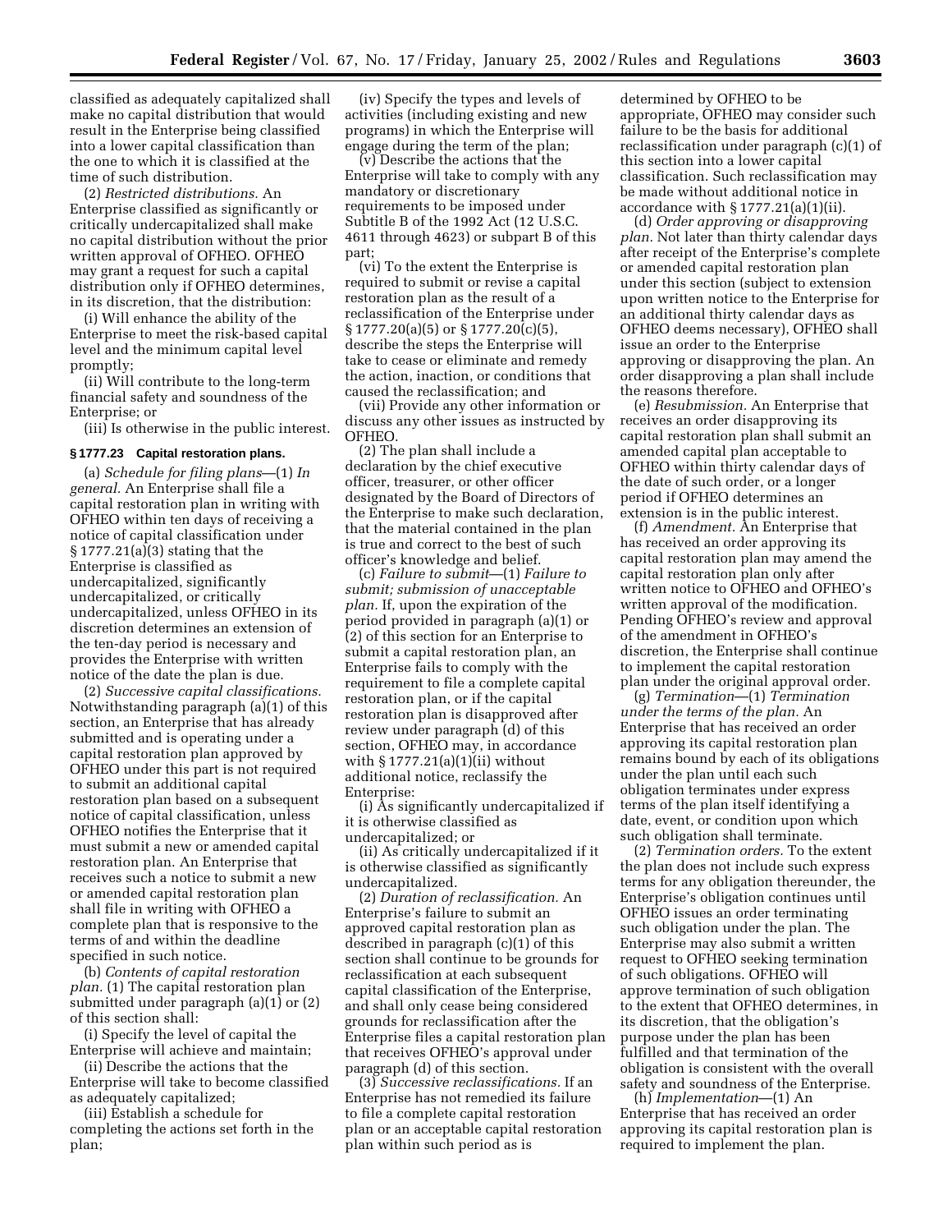classified as adequately capitalized shall make no capital distribution that would result in the Enterprise being classified into a lower capital classification than the one to which it is classified at the time of such distribution.

(2) *Restricted distributions.* An Enterprise classified as significantly or critically undercapitalized shall make no capital distribution without the prior written approval of OFHEO. OFHEO may grant a request for such a capital distribution only if OFHEO determines, in its discretion, that the distribution:

(i) Will enhance the ability of the Enterprise to meet the risk-based capital level and the minimum capital level promptly;

(ii) Will contribute to the long-term financial safety and soundness of the Enterprise; or

(iii) Is otherwise in the public interest.

**§ 1777.23 Capital restoration plans.**

(a) *Schedule for filing plans*—(1) *In general.* An Enterprise shall file a capital restoration plan in writing with OFHEO within ten days of receiving a notice of capital classification under § 1777.21(a)(3) stating that the Enterprise is classified as undercapitalized, significantly undercapitalized, or critically undercapitalized, unless OFHEO in its discretion determines an extension of the ten-day period is necessary and provides the Enterprise with written notice of the date the plan is due.

(2) *Successive capital classifications.* Notwithstanding paragraph (a)(1) of this section, an Enterprise that has already submitted and is operating under a capital restoration plan approved by OFHEO under this part is not required to submit an additional capital restoration plan based on a subsequent notice of capital classification, unless OFHEO notifies the Enterprise that it must submit a new or amended capital restoration plan. An Enterprise that receives such a notice to submit a new or amended capital restoration plan shall file in writing with OFHEO a complete plan that is responsive to the terms of and within the deadline specified in such notice.

(b) *Contents of capital restoration plan.* (1) The capital restoration plan submitted under paragraph (a)(1) or (2) of this section shall:

(i) Specify the level of capital the Enterprise will achieve and maintain;

(ii) Describe the actions that the Enterprise will take to become classified as adequately capitalized;

(iii) Establish a schedule for completing the actions set forth in the plan;

(iv) Specify the types and levels of activities (including existing and new programs) in which the Enterprise will engage during the term of the plan;

(v) Describe the actions that the Enterprise will take to comply with any mandatory or discretionary requirements to be imposed under Subtitle B of the 1992 Act (12 U.S.C. 4611 through 4623) or subpart B of this part;

(vi) To the extent the Enterprise is required to submit or revise a capital restoration plan as the result of a reclassification of the Enterprise under § 1777.20(a)(5) or § 1777.20(c)(5), describe the steps the Enterprise will take to cease or eliminate and remedy the action, inaction, or conditions that caused the reclassification; and

(vii) Provide any other information or discuss any other issues as instructed by OFHEO.

(2) The plan shall include a declaration by the chief executive officer, treasurer, or other officer designated by the Board of Directors of the Enterprise to make such declaration, that the material contained in the plan is true and correct to the best of such officer's knowledge and belief.

(c) *Failure to submit*—(1) *Failure to submit; submission of unacceptable plan.* If, upon the expiration of the period provided in paragraph (a)(1) or (2) of this section for an Enterprise to submit a capital restoration plan, an Enterprise fails to comply with the requirement to file a complete capital restoration plan, or if the capital restoration plan is disapproved after review under paragraph (d) of this section, OFHEO may, in accordance with § 1777.21(a)(1)(ii) without additional notice, reclassify the Enterprise:

(i) As significantly undercapitalized if it is otherwise classified as undercapitalized; or

(ii) As critically undercapitalized if it is otherwise classified as significantly undercapitalized.

(2) *Duration of reclassification.* An Enterprise's failure to submit an approved capital restoration plan as described in paragraph (c)(1) of this section shall continue to be grounds for reclassification at each subsequent capital classification of the Enterprise, and shall only cease being considered grounds for reclassification after the Enterprise files a capital restoration plan that receives OFHEO's approval under paragraph (d) of this section.

(3) *Successive reclassifications.* If an Enterprise has not remedied its failure to file a complete capital restoration plan or an acceptable capital restoration plan within such period as is determined by OFHEO to be appropriate, OFHEO may consider such failure to be the basis for additional reclassification under paragraph (c)(1) of this section into a lower capital classification. Such reclassification may be made without additional notice in accordance with § 1777.21(a)(1)(ii).

(d) *Order approving or disapproving plan.* Not later than thirty calendar days after receipt of the Enterprise's complete or amended capital restoration plan under this section (subject to extension upon written notice to the Enterprise for an additional thirty calendar days as OFHEO deems necessary), OFHEO shall issue an order to the Enterprise approving or disapproving the plan. An order disapproving a plan shall include the reasons therefore.

(e) *Resubmission.* An Enterprise that receives an order disapproving its capital restoration plan shall submit an amended capital plan acceptable to OFHEO within thirty calendar days of the date of such order, or a longer period if OFHEO determines an extension is in the public interest.

(f) *Amendment.* An Enterprise that has received an order approving its capital restoration plan may amend the capital restoration plan only after written notice to OFHEO and OFHEO's written approval of the modification. Pending OFHEO's review and approval of the amendment in OFHEO's discretion, the Enterprise shall continue to implement the capital restoration plan under the original approval order.

(g) *Termination*—(1) *Termination under the terms of the plan.* An Enterprise that has received an order approving its capital restoration plan remains bound by each of its obligations under the plan until each such obligation terminates under express terms of the plan itself identifying a date, event, or condition upon which such obligation shall terminate.

(2) *Termination orders.* To the extent the plan does not include such express terms for any obligation thereunder, the Enterprise's obligation continues until OFHEO issues an order terminating such obligation under the plan. The Enterprise may also submit a written request to OFHEO seeking termination of such obligations. OFHEO will approve termination of such obligation to the extent that OFHEO determines, in its discretion, that the obligation's purpose under the plan has been fulfilled and that termination of the obligation is consistent with the overall safety and soundness of the Enterprise.

(h) *Implementation*—(1) An Enterprise that has received an order approving its capital restoration plan is required to implement the plan.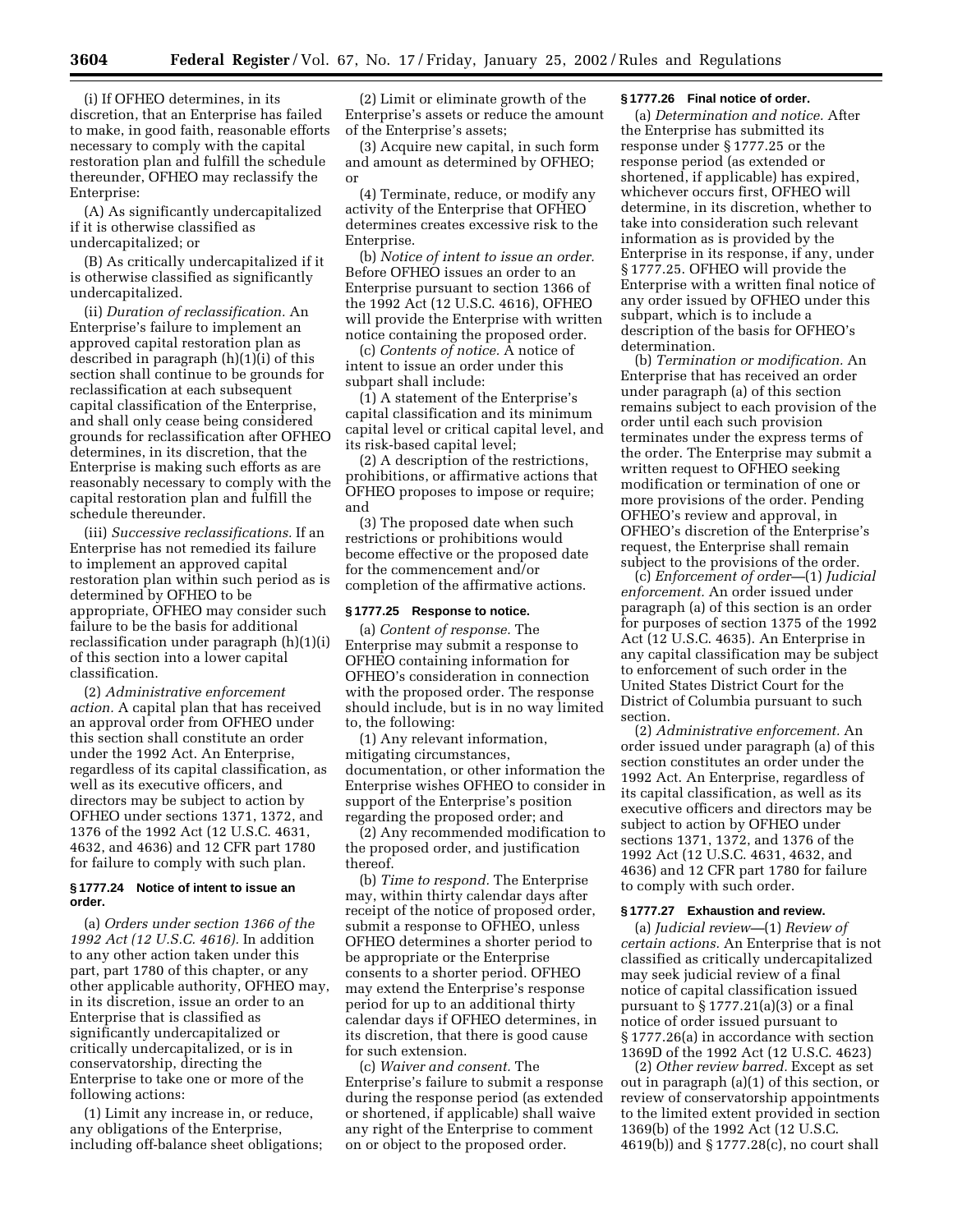(i) If OFHEO determines, in its discretion, that an Enterprise has failed to make, in good faith, reasonable efforts necessary to comply with the capital restoration plan and fulfill the schedule thereunder, OFHEO may reclassify the Enterprise:

(A) As significantly undercapitalized if it is otherwise classified as undercapitalized; or

(B) As critically undercapitalized if it is otherwise classified as significantly undercapitalized.

(ii) *Duration of reclassification.* An Enterprise's failure to implement an approved capital restoration plan as described in paragraph (h)(1)(i) of this section shall continue to be grounds for reclassification at each subsequent capital classification of the Enterprise, and shall only cease being considered grounds for reclassification after OFHEO determines, in its discretion, that the Enterprise is making such efforts as are reasonably necessary to comply with the capital restoration plan and fulfill the schedule thereunder.

(iii) *Successive reclassifications.* If an Enterprise has not remedied its failure to implement an approved capital restoration plan within such period as is determined by OFHEO to be appropriate, OFHEO may consider such failure to be the basis for additional reclassification under paragraph (h)(1)(i) of this section into a lower capital classification.

(2) *Administrative enforcement action.* A capital plan that has received an approval order from OFHEO under this section shall constitute an order under the 1992 Act. An Enterprise, regardless of its capital classification, as well as its executive officers, and directors may be subject to action by OFHEO under sections 1371, 1372, and 1376 of the 1992 Act (12 U.S.C. 4631, 4632, and 4636) and 12 CFR part 1780 for failure to comply with such plan.

### § 1777.24 Notice of intent to issue an order.

(a) *Orders under section 1366 of the 1992 Act (12 U.S.C. 4616).* In addition to any other action taken under this part, part 1780 of this chapter, or any other applicable authority, OFHEO may, in its discretion, issue an order to an Enterprise that is classified as significantly undercapitalized or critically undercapitalized, or is in conservatorship, directing the Enterprise to take one or more of the following actions:

(1) Limit any increase in, or reduce, any obligations of the Enterprise, including off-balance sheet obligations;

(2) Limit or eliminate growth of the Enterprise's assets or reduce the amount of the Enterprise's assets;

(3) Acquire new capital, in such form and amount as determined by OFHEO; or

(4) Terminate, reduce, or modify any activity of the Enterprise that OFHEO determines creates excessive risk to the Enterprise.

(b) *Notice of intent to issue an order.* Before OFHEO issues an order to an Enterprise pursuant to section 1366 of the 1992 Act (12 U.S.C. 4616), OFHEO will provide the Enterprise with written notice containing the proposed order.

(c) *Contents of notice.* A notice of intent to issue an order under this subpart shall include:

(1) A statement of the Enterprise's capital classification and its minimum capital level or critical capital level, and its risk-based capital level;

(2) A description of the restrictions, prohibitions, or affirmative actions that OFHEO proposes to impose or require; and

(3) The proposed date when such restrictions or prohibitions would become effective or the proposed date for the commencement and/or completion of the affirmative actions.

### § 1777.25 Response to notice.

(a) *Content of response.* The Enterprise may submit a response to OFHEO containing information for OFHEO's consideration in connection with the proposed order. The response should include, but is in no way limited to, the following:

(1) Any relevant information, mitigating circumstances, documentation, or other information the Enterprise wishes OFHEO to consider in support of the Enterprise's position regarding the proposed order; and

(2) Any recommended modification to the proposed order, and justification thereof.

(b) *Time to respond.* The Enterprise may, within thirty calendar days after receipt of the notice of proposed order, submit a response to OFHEO, unless OFHEO determines a shorter period to be appropriate or the Enterprise consents to a shorter period. OFHEO may extend the Enterprise's response period for up to an additional thirty calendar days if OFHEO determines, in its discretion, that there is good cause for such extension.

(c) *Waiver and consent.* The Enterprise's failure to submit a response during the response period (as extended or shortened, if applicable) shall waive any right of the Enterprise to comment on or object to the proposed order.

### § 1777.26 Final notice of order.

(a) *Determination and notice.* After the Enterprise has submitted its response under § 1777.25 or the response period (as extended or shortened, if applicable) has expired, whichever occurs first, OFHEO will determine, in its discretion, whether to take into consideration such relevant information as is provided by the Enterprise in its response, if any, under § 1777.25. OFHEO will provide the Enterprise with a written final notice of any order issued by OFHEO under this subpart, which is to include a description of the basis for OFHEO's determination.

(b) *Termination or modification.* An Enterprise that has received an order under paragraph (a) of this section remains subject to each provision of the order until each such provision terminates under the express terms of the order. The Enterprise may submit a written request to OFHEO seeking modification or termination of one or more provisions of the order. Pending OFHEO's review and approval, in OFHEO's discretion of the Enterprise's request, the Enterprise shall remain subject to the provisions of the order.

(c) *Enforcement of order*—(1) *Judicial enforcement.* An order issued under paragraph (a) of this section is an order for purposes of section 1375 of the 1992 Act (12 U.S.C. 4635). An Enterprise in any capital classification may be subject to enforcement of such order in the United States District Court for the District of Columbia pursuant to such section.

(2) *Administrative enforcement.* An order issued under paragraph (a) of this section constitutes an order under the 1992 Act. An Enterprise, regardless of its capital classification, as well as its executive officers and directors may be subject to action by OFHEO under sections 1371, 1372, and 1376 of the 1992 Act (12 U.S.C. 4631, 4632, and 4636) and 12 CFR part 1780 for failure to comply with such order.

### § 1777.27 Exhaustion and review.

(a) *Judicial review*—(1) *Review of certain actions.* An Enterprise that is not classified as critically undercapitalized may seek judicial review of a final notice of capital classification issued pursuant to § 1777.21(a)(3) or a final notice of order issued pursuant to § 1777.26(a) in accordance with section 1369D of the 1992 Act (12 U.S.C. 4623)

(2) *Other review barred.* Except as set out in paragraph (a)(1) of this section, or review of conservatorship appointments to the limited extent provided in section 1369(b) of the 1992 Act (12 U.S.C. 4619(b)) and § 1777.28(c), no court shall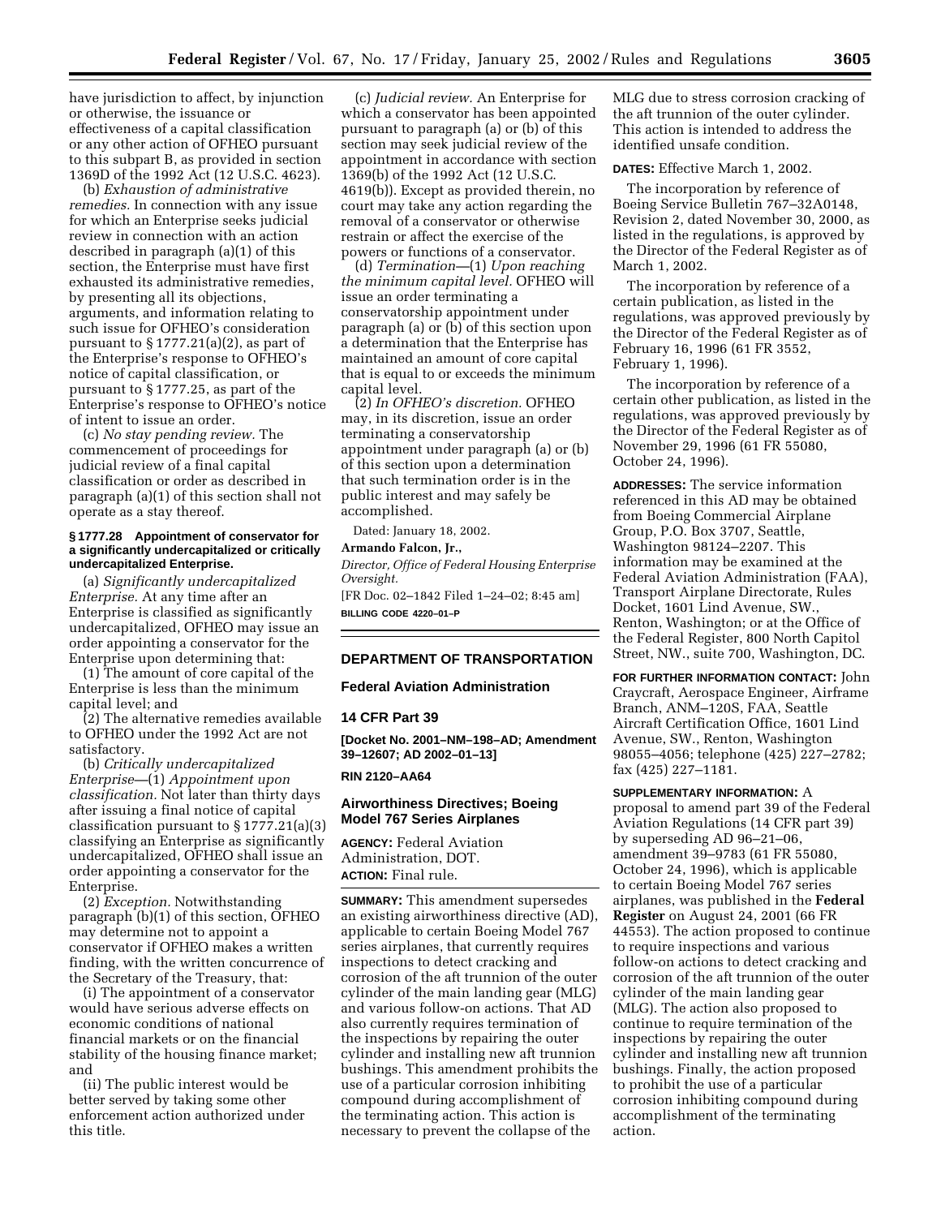have jurisdiction to affect, by injunction or otherwise, the issuance or effectiveness of a capital classification or any other action of OFHEO pursuant to this subpart B, as provided in section 1369D of the 1992 Act (12 U.S.C. 4623).

(b) *Exhaustion of administrative remedies.* In connection with any issue for which an Enterprise seeks judicial review in connection with an action described in paragraph (a)(1) of this section, the Enterprise must have first exhausted its administrative remedies, by presenting all its objections, arguments, and information relating to such issue for OFHEO's consideration pursuant to § 1777.21(a)(2), as part of the Enterprise's response to OFHEO's notice of capital classification, or pursuant to § 1777.25, as part of the Enterprise's response to OFHEO's notice of intent to issue an order.

(c) *No stay pending review.* The commencement of proceedings for judicial review of a final capital classification or order as described in paragraph (a)(1) of this section shall not operate as a stay thereof.

**§ 1777.28 Appointment of conservator for a significantly undercapitalized or critically undercapitalized Enterprise.**

(a) *Significantly undercapitalized Enterprise.* At any time after an Enterprise is classified as significantly undercapitalized, OFHEO may issue an order appointing a conservator for the Enterprise upon determining that:

(1) The amount of core capital of the Enterprise is less than the minimum capital level; and

(2) The alternative remedies available to OFHEO under the 1992 Act are not satisfactory.

(b) *Critically undercapitalized Enterprise*—(1) *Appointment upon classification.* Not later than thirty days after issuing a final notice of capital classification pursuant to § 1777.21(a)(3) classifying an Enterprise as significantly undercapitalized, OFHEO shall issue an order appointing a conservator for the Enterprise.

(2) *Exception.* Notwithstanding paragraph (b)(1) of this section, OFHEO may determine not to appoint a conservator if OFHEO makes a written finding, with the written concurrence of the Secretary of the Treasury, that:

(i) The appointment of a conservator would have serious adverse effects on economic conditions of national financial markets or on the financial stability of the housing finance market; and

(ii) The public interest would be better served by taking some other enforcement action authorized under this title.

(c) *Judicial review.* An Enterprise for which a conservator has been appointed pursuant to paragraph (a) or (b) of this section may seek judicial review of the appointment in accordance with section 1369(b) of the 1992 Act (12 U.S.C. 4619(b)). Except as provided therein, no court may take any action regarding the removal of a conservator or otherwise restrain or affect the exercise of the powers or functions of a conservator.

(d) *Termination*—(1) *Upon reaching the minimum capital level.* OFHEO will issue an order terminating a conservatorship appointment under paragraph (a) or (b) of this section upon a determination that the Enterprise has maintained an amount of core capital that is equal to or exceeds the minimum capital level.

(2) *In OFHEO's discretion.* OFHEO may, in its discretion, issue an order terminating a conservatorship appointment under paragraph (a) or (b) of this section upon a determination that such termination order is in the public interest and may safely be accomplished.

Dated: January 18, 2002.

**Armando Falcon, Jr.,**

*Director, Office of Federal Housing Enterprise Oversight.*

[FR Doc. 02–1842 Filed 1–24–02; 8:45 am]

**BILLING CODE 4220–01–P**

## DEPARTMENT OF TRANSPORTATION

### Federal Aviation Administration

### 14 CFR Part 39

**[Docket No. 2001–NM–198–AD; Amendment 39–12607; AD 2002–01–13]**

**RIN 2120–AA64**

### Airworthiness Directives; Boeing Model 767 Series Airplanes

**AGENCY:** Federal Aviation Administration, DOT.

**ACTION:** Final rule.

**SUMMARY:** This amendment supersedes an existing airworthiness directive (AD), applicable to certain Boeing Model 767 series airplanes, that currently requires inspections to detect cracking and corrosion of the aft trunnion of the outer cylinder of the main landing gear (MLG) and various follow-on actions. That AD also currently requires termination of the inspections by repairing the outer cylinder and installing new aft trunnion bushings. This amendment prohibits the use of a particular corrosion inhibiting compound during accomplishment of the terminating action. This action is necessary to prevent the collapse of the MLG due to stress corrosion cracking of the aft trunnion of the outer cylinder. This action is intended to address the identified unsafe condition.

**DATES:** Effective March 1, 2002.

The incorporation by reference of Boeing Service Bulletin 767–32A0148, Revision 2, dated November 30, 2000, as listed in the regulations, is approved by the Director of the Federal Register as of March 1, 2002.

The incorporation by reference of a certain publication, as listed in the regulations, was approved previously by the Director of the Federal Register as of February 16, 1996 (61 FR 3552, February 1, 1996).

The incorporation by reference of a certain other publication, as listed in the regulations, was approved previously by the Director of the Federal Register as of November 29, 1996 (61 FR 55080, October 24, 1996).

**ADDRESSES:** The service information referenced in this AD may be obtained from Boeing Commercial Airplane Group, P.O. Box 3707, Seattle, Washington 98124–2207. This information may be examined at the Federal Aviation Administration (FAA), Transport Airplane Directorate, Rules Docket, 1601 Lind Avenue, SW., Renton, Washington; or at the Office of the Federal Register, 800 North Capitol Street, NW., suite 700, Washington, DC.

**FOR FURTHER INFORMATION CONTACT:** John Craycraft, Aerospace Engineer, Airframe Branch, ANM–120S, FAA, Seattle Aircraft Certification Office, 1601 Lind Avenue, SW., Renton, Washington 98055–4056; telephone (425) 227–2782; fax (425) 227–1181.

**SUPPLEMENTARY INFORMATION:** A proposal to amend part 39 of the Federal Aviation Regulations (14 CFR part 39) by superseding AD 96–21–06, amendment 39–9783 (61 FR 55080, October 24, 1996), which is applicable to certain Boeing Model 767 series airplanes, was published in the **Federal Register** on August 24, 2001 (66 FR 44553). The action proposed to continue to require inspections and various follow-on actions to detect cracking and corrosion of the aft trunnion of the outer cylinder of the main landing gear (MLG). The action also proposed to continue to require termination of the inspections by repairing the outer cylinder and installing new aft trunnion bushings. Finally, the action proposed to prohibit the use of a particular corrosion inhibiting compound during accomplishment of the terminating action.